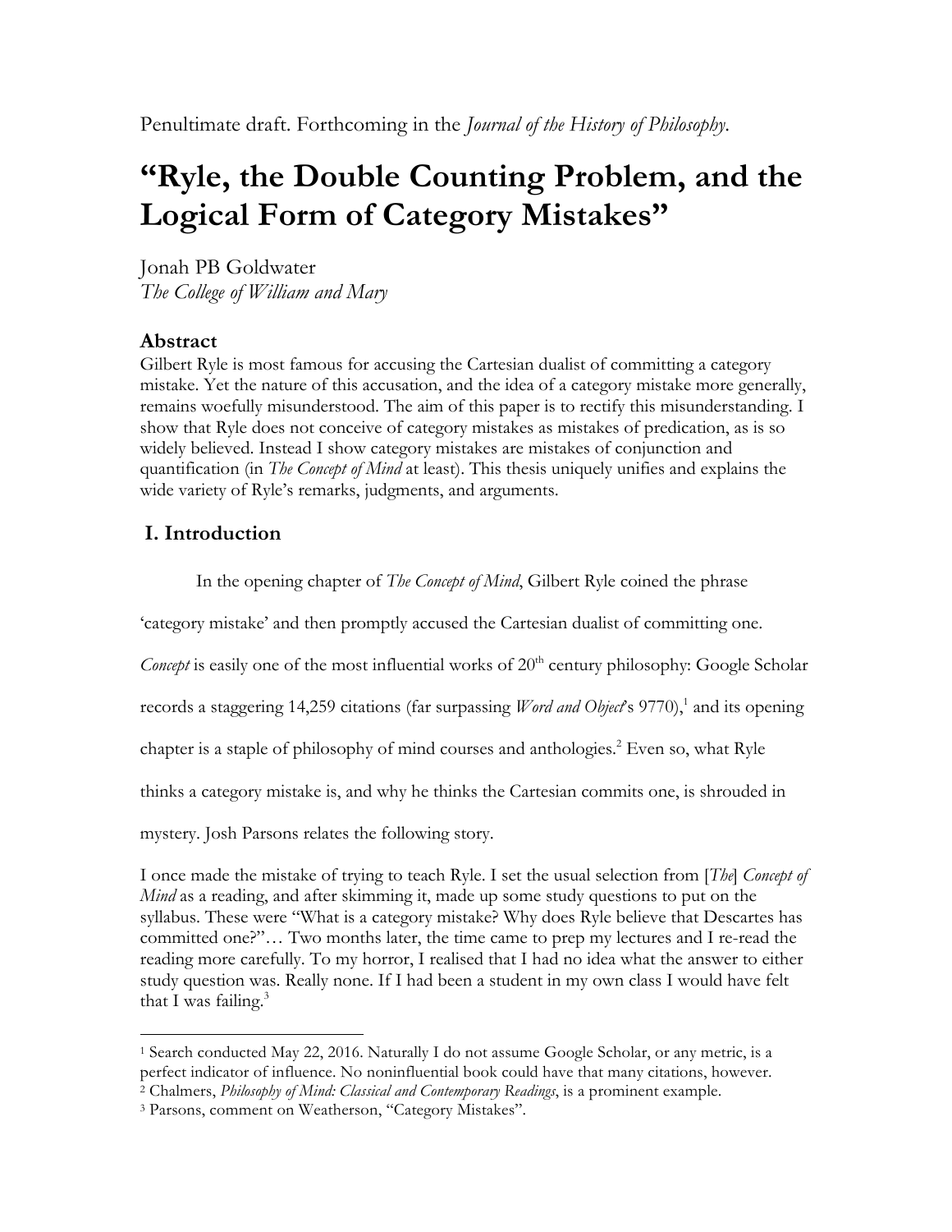Penultimate draft. Forthcoming in the *Journal of the History of Philosophy*.

# "Ryle, the Double Counting Problem, and the Logical Form of Category Mistakes"

Jonah PB Goldwater
*The College of William and Mary*

### Abstract

Gilbert Ryle is most famous for accusing the Cartesian dualist of committing a category mistake. Yet the nature of this accusation, and the idea of a category mistake more generally, remains woefully misunderstood. The aim of this paper is to rectify this misunderstanding. I show that Ryle does not conceive of category mistakes as mistakes of predication, as is so widely believed. Instead I show category mistakes are mistakes of conjunction and quantification (in *The Concept of Mind* at least). This thesis uniquely unifies and explains the wide variety of Ryle's remarks, judgments, and arguments.

## I. Introduction

In the opening chapter of *The Concept of Mind*, Gilbert Ryle coined the phrase 'category mistake' and then promptly accused the Cartesian dualist of committing one. *Concept* is easily one of the most influential works of 20th century philosophy: Google Scholar records a staggering 14,259 citations (far surpassing *Word and Object*'s 9770),[1] and its opening chapter is a staple of philosophy of mind courses and anthologies.[2] Even so, what Ryle thinks a category mistake is, and why he thinks the Cartesian commits one, is shrouded in mystery. Josh Parsons relates the following story.

> I once made the mistake of trying to teach Ryle. I set the usual selection from [*The*] *Concept of Mind* as a reading, and after skimming it, made up some study questions to put on the syllabus. These were "What is a category mistake? Why does Ryle believe that Descartes has committed one?"… Two months later, the time came to prep my lectures and I re-read the reading more carefully. To my horror, I realised that I had no idea what the answer to either study question was. Really none. If I had been a student in my own class I would have felt that I was failing.[3]

---

[1] Search conducted May 22, 2016. Naturally I do not assume Google Scholar, or any metric, is a perfect indicator of influence. No noninfluential book could have that many citations, however.

[2] Chalmers, *Philosophy of Mind: Classical and Contemporary Readings*, is a prominent example.

[3] Parsons, comment on Weatherson, "Category Mistakes".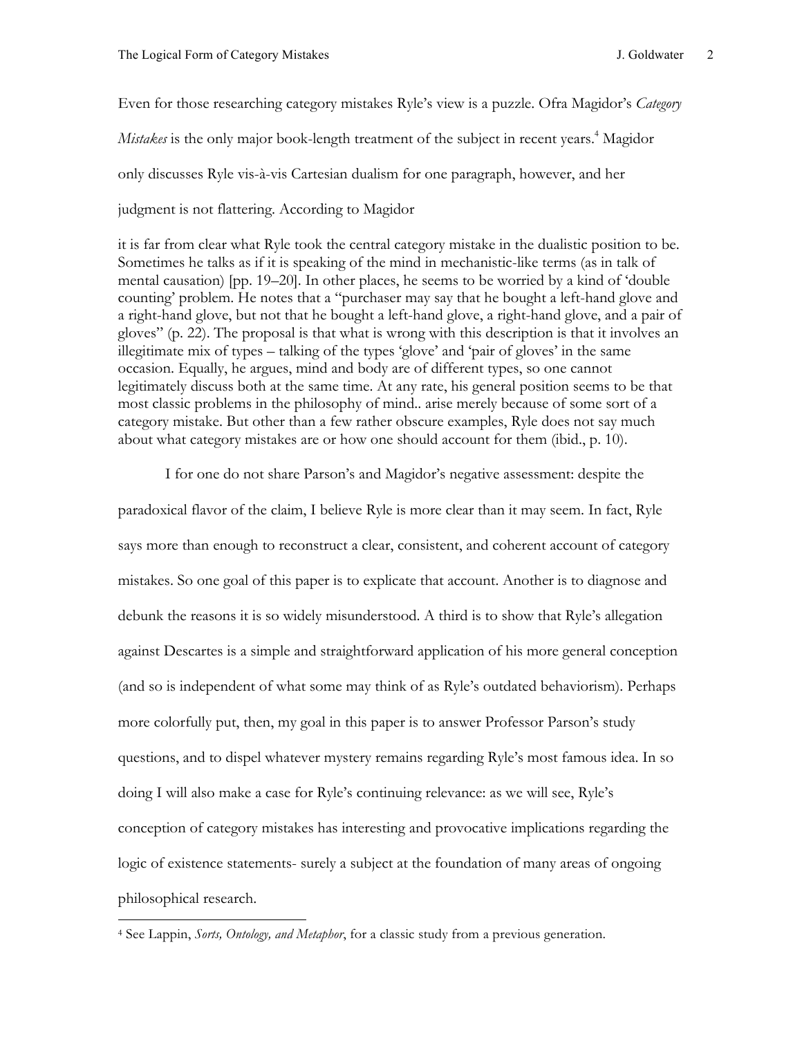Even for those researching category mistakes Ryle's view is a puzzle. Ofra Magidor's *Category Mistakes* is the only major book-length treatment of the subject in recent years.[4] Magidor only discusses Ryle vis-à-vis Cartesian dualism for one paragraph, however, and her judgment is not flattering. According to Magidor

> it is far from clear what Ryle took the central category mistake in the dualistic position to be. Sometimes he talks as if it is speaking of the mind in mechanistic-like terms (as in talk of mental causation) [pp. 19–20]. In other places, he seems to be worried by a kind of 'double counting' problem. He notes that a "purchaser may say that he bought a left-hand glove and a right-hand glove, but not that he bought a left-hand glove, a right-hand glove, and a pair of gloves" (p. 22). The proposal is that what is wrong with this description is that it involves an illegitimate mix of types – talking of the types 'glove' and 'pair of gloves' in the same occasion. Equally, he argues, mind and body are of different types, so one cannot legitimately discuss both at the same time. At any rate, his general position seems to be that most classic problems in the philosophy of mind.. arise merely because of some sort of a category mistake. But other than a few rather obscure examples, Ryle does not say much about what category mistakes are or how one should account for them (ibid., p. 10).

I for one do not share Parson's and Magidor's negative assessment: despite the paradoxical flavor of the claim, I believe Ryle is more clear than it may seem. In fact, Ryle says more than enough to reconstruct a clear, consistent, and coherent account of category mistakes. So one goal of this paper is to explicate that account. Another is to diagnose and debunk the reasons it is so widely misunderstood. A third is to show that Ryle's allegation against Descartes is a simple and straightforward application of his more general conception (and so is independent of what some may think of as Ryle's outdated behaviorism). Perhaps more colorfully put, then, my goal in this paper is to answer Professor Parson's study questions, and to dispel whatever mystery remains regarding Ryle's most famous idea. In so doing I will also make a case for Ryle's continuing relevance: as we will see, Ryle's conception of category mistakes has interesting and provocative implications regarding the logic of existence statements- surely a subject at the foundation of many areas of ongoing philosophical research.

[4] See Lappin, *Sorts, Ontology, and Metaphor*, for a classic study from a previous generation.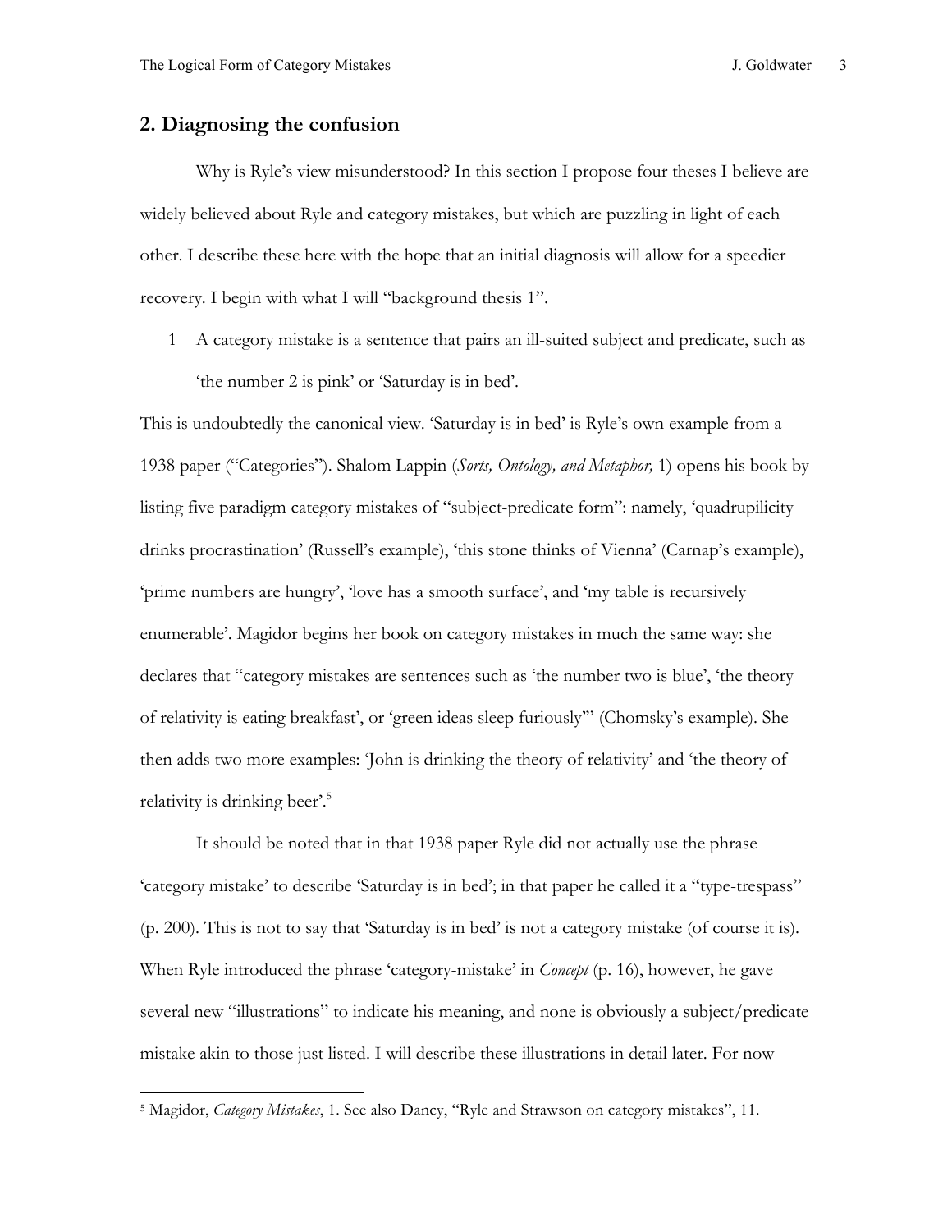## 2. Diagnosing the confusion

Why is Ryle's view misunderstood? In this section I propose four theses I believe are widely believed about Ryle and category mistakes, but which are puzzling in light of each other. I describe these here with the hope that an initial diagnosis will allow for a speedier recovery. I begin with what I will "background thesis 1".

1 A category mistake is a sentence that pairs an ill-suited subject and predicate, such as 'the number 2 is pink' or 'Saturday is in bed'.

This is undoubtedly the canonical view. 'Saturday is in bed' is Ryle's own example from a 1938 paper ("Categories"). Shalom Lappin (*Sorts, Ontology, and Metaphor,* 1) opens his book by listing five paradigm category mistakes of "subject-predicate form": namely, 'quadrupilicity drinks procrastination' (Russell's example), 'this stone thinks of Vienna' (Carnap's example), 'prime numbers are hungry', 'love has a smooth surface', and 'my table is recursively enumerable'. Magidor begins her book on category mistakes in much the same way: she declares that "category mistakes are sentences such as 'the number two is blue', 'the theory of relativity is eating breakfast', or 'green ideas sleep furiously'" (Chomsky's example). She then adds two more examples: 'John is drinking the theory of relativity' and 'the theory of relativity is drinking beer'.[5]

It should be noted that in that 1938 paper Ryle did not actually use the phrase 'category mistake' to describe 'Saturday is in bed'; in that paper he called it a "type-trespass" (p. 200). This is not to say that 'Saturday is in bed' is not a category mistake (of course it is). When Ryle introduced the phrase 'category-mistake' in *Concept* (p. 16), however, he gave several new "illustrations" to indicate his meaning, and none is obviously a subject/predicate mistake akin to those just listed. I will describe these illustrations in detail later. For now

[5] Magidor, *Category Mistakes*, 1. See also Dancy, "Ryle and Strawson on category mistakes", 11.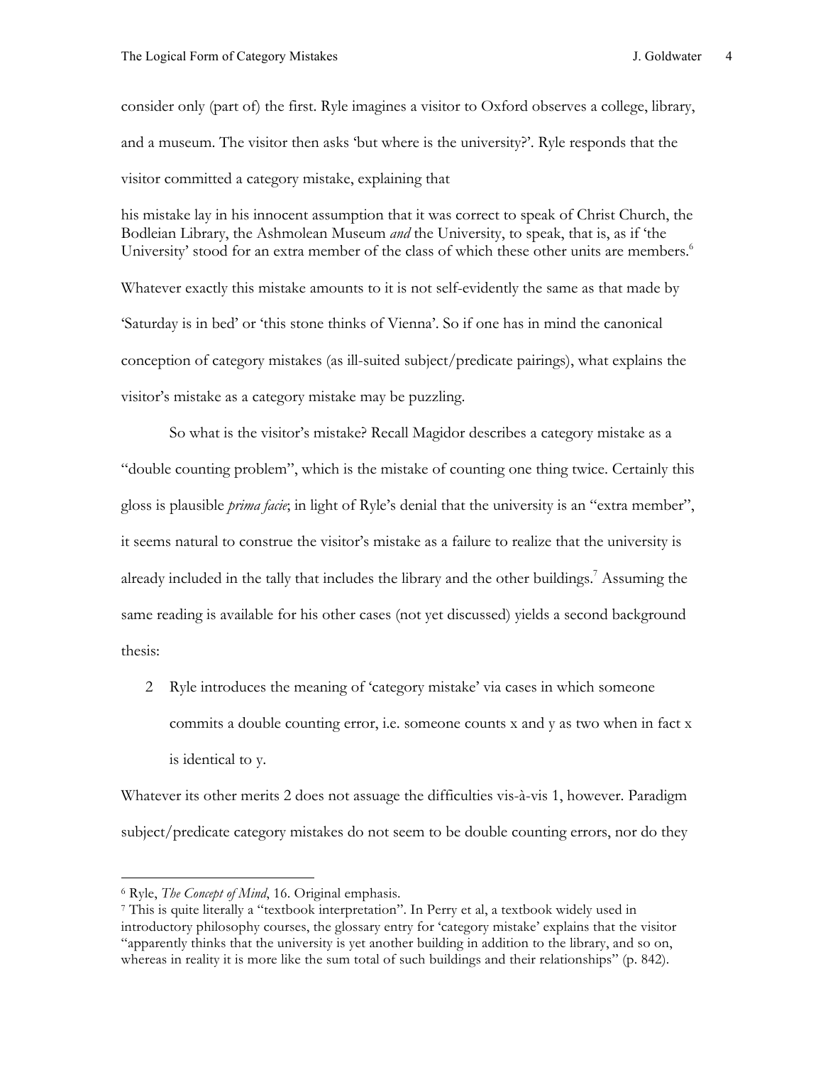consider only (part of) the first. Ryle imagines a visitor to Oxford observes a college, library, and a museum. The visitor then asks 'but where is the university?'. Ryle responds that the visitor committed a category mistake, explaining that

> his mistake lay in his innocent assumption that it was correct to speak of Christ Church, the Bodleian Library, the Ashmolean Museum *and* the University, to speak, that is, as if 'the University' stood for an extra member of the class of which these other units are members.[6]

Whatever exactly this mistake amounts to it is not self-evidently the same as that made by 'Saturday is in bed' or 'this stone thinks of Vienna'. So if one has in mind the canonical conception of category mistakes (as ill-suited subject/predicate pairings), what explains the visitor's mistake as a category mistake may be puzzling.

So what is the visitor's mistake? Recall Magidor describes a category mistake as a "double counting problem", which is the mistake of counting one thing twice. Certainly this gloss is plausible *prima facie*; in light of Ryle's denial that the university is an "extra member", it seems natural to construe the visitor's mistake as a failure to realize that the university is already included in the tally that includes the library and the other buildings.[7] Assuming the same reading is available for his other cases (not yet discussed) yields a second background thesis:

2 Ryle introduces the meaning of 'category mistake' via cases in which someone commits a double counting error, i.e. someone counts x and y as two when in fact x is identical to y.

Whatever its other merits 2 does not assuage the difficulties vis-à-vis 1, however. Paradigm subject/predicate category mistakes do not seem to be double counting errors, nor do they

---

[6] Ryle, *The Concept of Mind*, 16. Original emphasis.

[7] This is quite literally a "textbook interpretation". In Perry et al, a textbook widely used in introductory philosophy courses, the glossary entry for 'category mistake' explains that the visitor "apparently thinks that the university is yet another building in addition to the library, and so on, whereas in reality it is more like the sum total of such buildings and their relationships" (p. 842).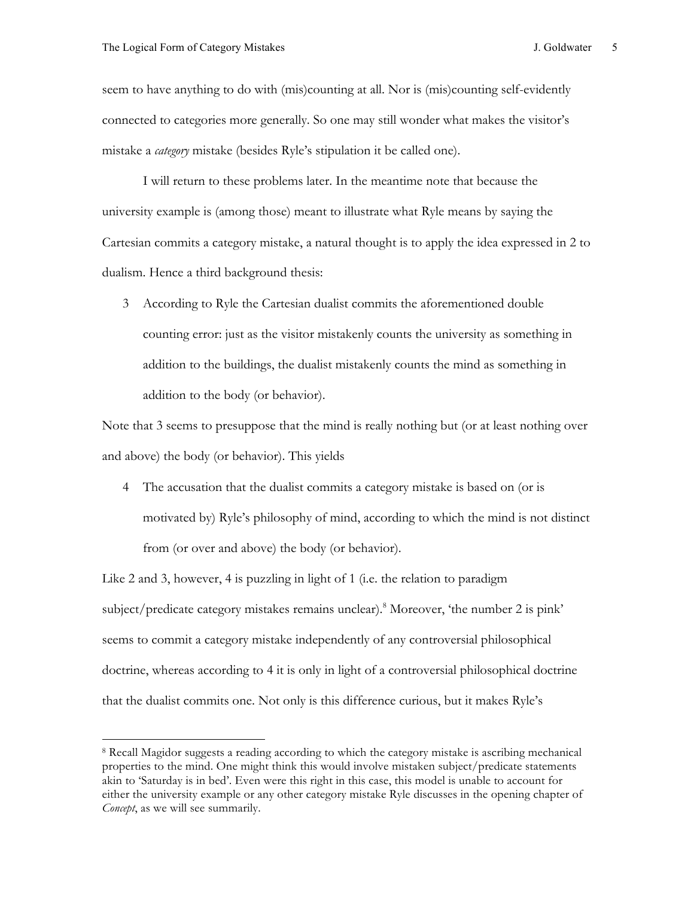seem to have anything to do with (mis)counting at all. Nor is (mis)counting self-evidently connected to categories more generally. So one may still wonder what makes the visitor's mistake a *category* mistake (besides Ryle's stipulation it be called one).

I will return to these problems later. In the meantime note that because the university example is (among those) meant to illustrate what Ryle means by saying the Cartesian commits a category mistake, a natural thought is to apply the idea expressed in 2 to dualism. Hence a third background thesis:

3 According to Ryle the Cartesian dualist commits the aforementioned double counting error: just as the visitor mistakenly counts the university as something in addition to the buildings, the dualist mistakenly counts the mind as something in addition to the body (or behavior).

Note that 3 seems to presuppose that the mind is really nothing but (or at least nothing over and above) the body (or behavior). This yields

4 The accusation that the dualist commits a category mistake is based on (or is motivated by) Ryle's philosophy of mind, according to which the mind is not distinct from (or over and above) the body (or behavior).

Like 2 and 3, however, 4 is puzzling in light of 1 (i.e. the relation to paradigm subject/predicate category mistakes remains unclear).[8] Moreover, 'the number 2 is pink' seems to commit a category mistake independently of any controversial philosophical doctrine, whereas according to 4 it is only in light of a controversial philosophical doctrine that the dualist commits one. Not only is this difference curious, but it makes Ryle's

---

[8] Recall Magidor suggests a reading according to which the category mistake is ascribing mechanical properties to the mind. One might think this would involve mistaken subject/predicate statements akin to 'Saturday is in bed'. Even were this right in this case, this model is unable to account for either the university example or any other category mistake Ryle discusses in the opening chapter of *Concept*, as we will see summarily.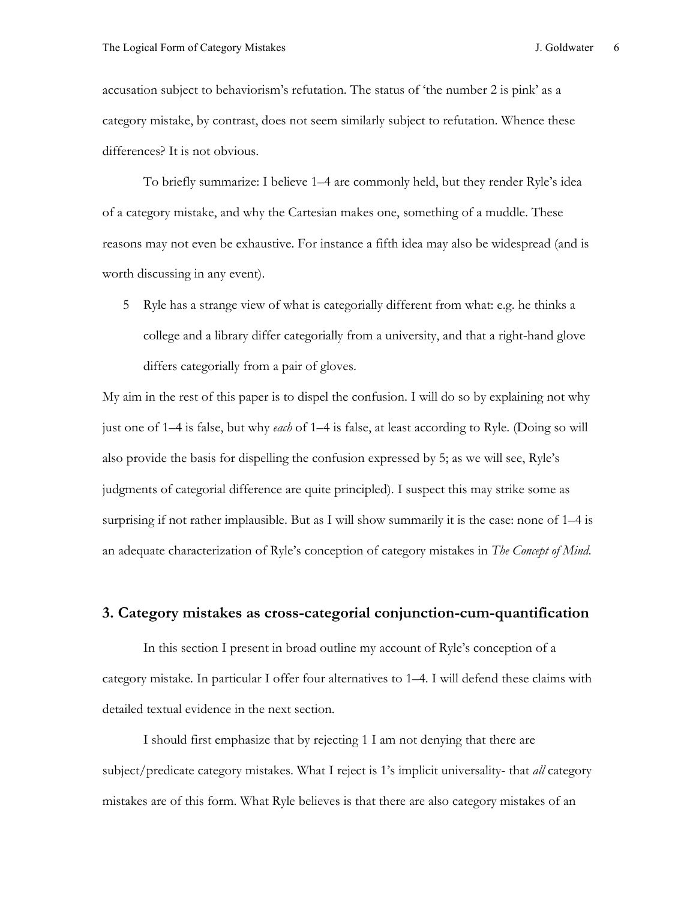accusation subject to behaviorism's refutation. The status of 'the number 2 is pink' as a category mistake, by contrast, does not seem similarly subject to refutation. Whence these differences? It is not obvious.

To briefly summarize: I believe 1–4 are commonly held, but they render Ryle's idea of a category mistake, and why the Cartesian makes one, something of a muddle. These reasons may not even be exhaustive. For instance a fifth idea may also be widespread (and is worth discussing in any event).

5. Ryle has a strange view of what is categorially different from what: e.g. he thinks a college and a library differ categorially from a university, and that a right-hand glove differs categorially from a pair of gloves.

My aim in the rest of this paper is to dispel the confusion. I will do so by explaining not why just one of 1–4 is false, but why *each* of 1–4 is false, at least according to Ryle. (Doing so will also provide the basis for dispelling the confusion expressed by 5; as we will see, Ryle's judgments of categorial difference are quite principled). I suspect this may strike some as surprising if not rather implausible. But as I will show summarily it is the case: none of 1–4 is an adequate characterization of Ryle's conception of category mistakes in *The Concept of Mind*.

## 3. Category mistakes as cross-categorial conjunction-cum-quantification

In this section I present in broad outline my account of Ryle's conception of a category mistake. In particular I offer four alternatives to 1–4. I will defend these claims with detailed textual evidence in the next section.

I should first emphasize that by rejecting 1 I am not denying that there are subject/predicate category mistakes. What I reject is 1's implicit universality- that *all* category mistakes are of this form. What Ryle believes is that there are also category mistakes of an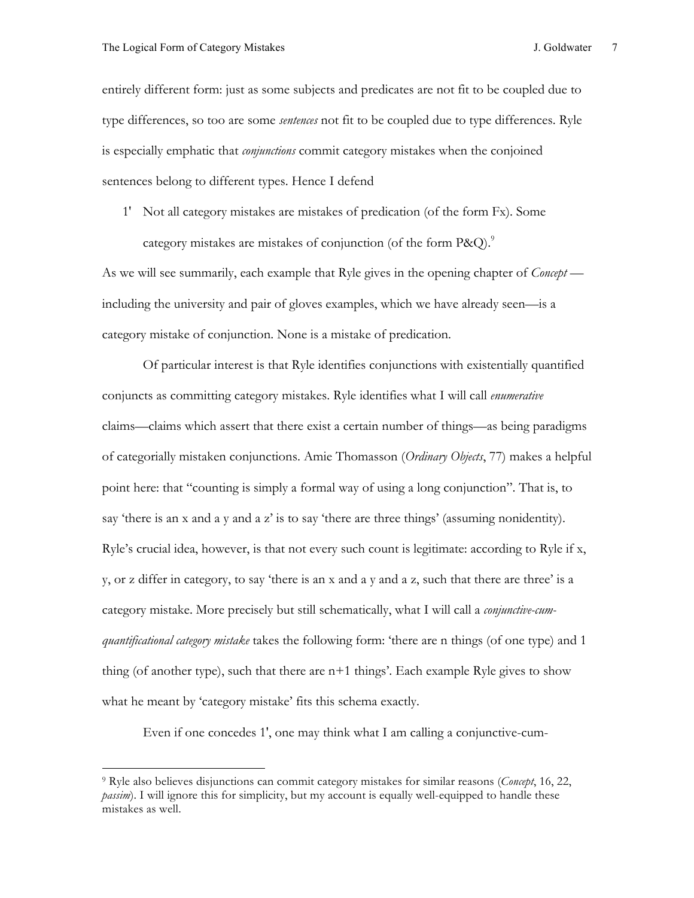entirely different form: just as some subjects and predicates are not fit to be coupled due to type differences, so too are some *sentences* not fit to be coupled due to type differences. Ryle is especially emphatic that *conjunctions* commit category mistakes when the conjoined sentences belong to different types. Hence I defend

1' Not all category mistakes are mistakes of predication (of the form Fx). Some category mistakes are mistakes of conjunction (of the form P&Q).[9]

As we will see summarily, each example that Ryle gives in the opening chapter of *Concept* —including the university and pair of gloves examples, which we have already seen—is a category mistake of conjunction. None is a mistake of predication.

Of particular interest is that Ryle identifies conjunctions with existentially quantified conjuncts as committing category mistakes. Ryle identifies what I will call *enumerative* claims—claims which assert that there exist a certain number of things—as being paradigms of categorially mistaken conjunctions. Amie Thomasson (*Ordinary Objects*, 77) makes a helpful point here: that "counting is simply a formal way of using a long conjunction". That is, to say 'there is an x and a y and a z' is to say 'there are three things' (assuming nonidentity). Ryle's crucial idea, however, is that not every such count is legitimate: according to Ryle if x, y, or z differ in category, to say 'there is an x and a y and a z, such that there are three' is a category mistake. More precisely but still schematically, what I will call a *conjunctive-cum-quantificational category mistake* takes the following form: 'there are n things (of one type) and 1 thing (of another type), such that there are n+1 things'. Each example Ryle gives to show what he meant by 'category mistake' fits this schema exactly.

Even if one concedes 1', one may think what I am calling a conjunctive-cum-

[9] Ryle also believes disjunctions can commit category mistakes for similar reasons (*Concept*, 16, 22, *passim*). I will ignore this for simplicity, but my account is equally well-equipped to handle these mistakes as well.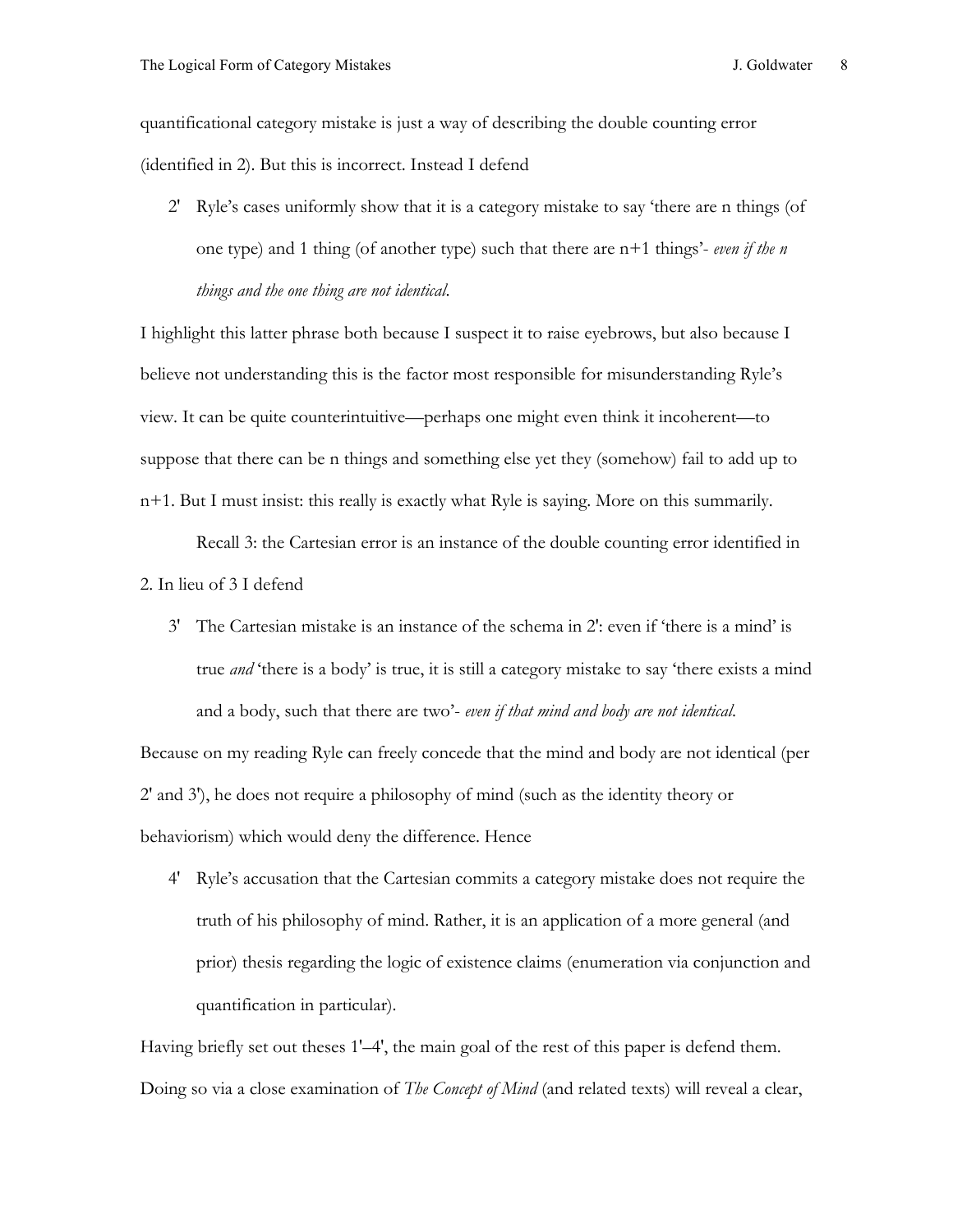quantificational category mistake is just a way of describing the double counting error (identified in 2). But this is incorrect. Instead I defend

> 2' Ryle's cases uniformly show that it is a category mistake to say 'there are n things (of one type) and 1 thing (of another type) such that there are n+1 things'- *even if the n things and the one thing are not identical*.

I highlight this latter phrase both because I suspect it to raise eyebrows, but also because I believe not understanding this is the factor most responsible for misunderstanding Ryle's view. It can be quite counterintuitive—perhaps one might even think it incoherent—to suppose that there can be n things and something else yet they (somehow) fail to add up to n+1. But I must insist: this really is exactly what Ryle is saying. More on this summarily.

Recall 3: the Cartesian error is an instance of the double counting error identified in 2. In lieu of 3 I defend

> 3' The Cartesian mistake is an instance of the schema in 2': even if 'there is a mind' is true *and* 'there is a body' is true, it is still a category mistake to say 'there exists a mind and a body, such that there are two'- *even if that mind and body are not identical.*

Because on my reading Ryle can freely concede that the mind and body are not identical (per 2' and 3'), he does not require a philosophy of mind (such as the identity theory or behaviorism) which would deny the difference. Hence

> 4' Ryle's accusation that the Cartesian commits a category mistake does not require the truth of his philosophy of mind. Rather, it is an application of a more general (and prior) thesis regarding the logic of existence claims (enumeration via conjunction and quantification in particular).

Having briefly set out theses 1'–4', the main goal of the rest of this paper is defend them. Doing so via a close examination of *The Concept of Mind* (and related texts) will reveal a clear,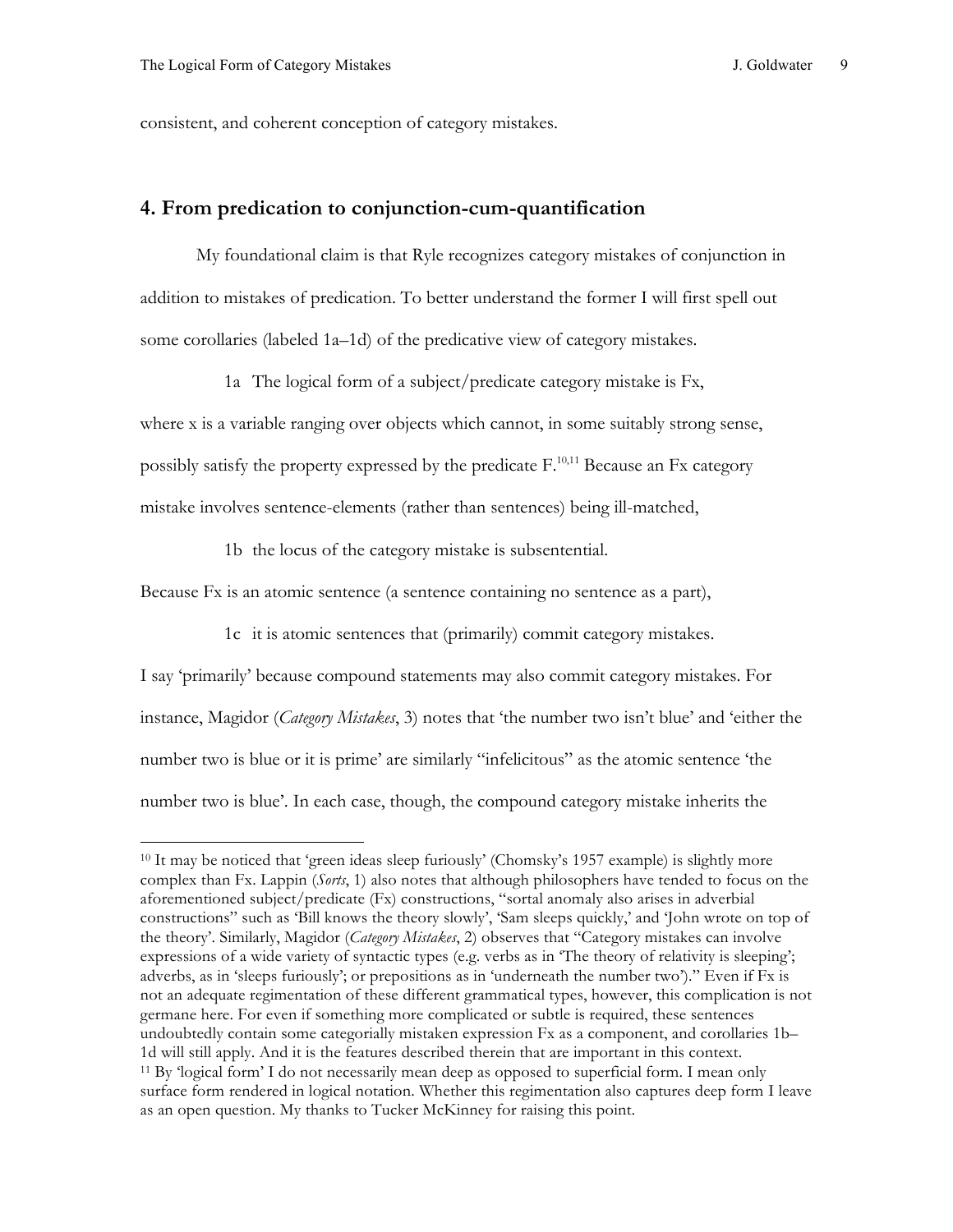consistent, and coherent conception of category mistakes.

## 4. From predication to conjunction-cum-quantification

My foundational claim is that Ryle recognizes category mistakes of conjunction in addition to mistakes of predication. To better understand the former I will first spell out some corollaries (labeled 1a–1d) of the predicative view of category mistakes.

> 1a The logical form of a subject/predicate category mistake is Fx,

where x is a variable ranging over objects which cannot, in some suitably strong sense, possibly satisfy the property expressed by the predicate F.[10,11] Because an Fx category mistake involves sentence-elements (rather than sentences) being ill-matched,

> 1b the locus of the category mistake is subsentential.

Because Fx is an atomic sentence (a sentence containing no sentence as a part),

> 1c it is atomic sentences that (primarily) commit category mistakes.

I say 'primarily' because compound statements may also commit category mistakes. For instance, Magidor (*Category Mistakes*, 3) notes that 'the number two isn't blue' and 'either the number two is blue or it is prime' are similarly "infelicitous" as the atomic sentence 'the number two is blue'. In each case, though, the compound category mistake inherits the

---

[10] It may be noticed that 'green ideas sleep furiously' (Chomsky's 1957 example) is slightly more complex than Fx. Lappin (*Sorts*, 1) also notes that although philosophers have tended to focus on the aforementioned subject/predicate (Fx) constructions, "sortal anomaly also arises in adverbial constructions" such as 'Bill knows the theory slowly', 'Sam sleeps quickly,' and 'John wrote on top of the theory'. Similarly, Magidor (*Category Mistakes*, 2) observes that "Category mistakes can involve expressions of a wide variety of syntactic types (e.g. verbs as in 'The theory of relativity is sleeping'; adverbs, as in 'sleeps furiously'; or prepositions as in 'underneath the number two')." Even if Fx is not an adequate regimentation of these different grammatical types, however, this complication is not germane here. For even if something more complicated or subtle is required, these sentences undoubtedly contain some categorially mistaken expression Fx as a component, and corollaries 1b–1d will still apply. And it is the features described therein that are important in this context.

[11] By 'logical form' I do not necessarily mean deep as opposed to superficial form. I mean only surface form rendered in logical notation. Whether this regimentation also captures deep form I leave as an open question. My thanks to Tucker McKinney for raising this point.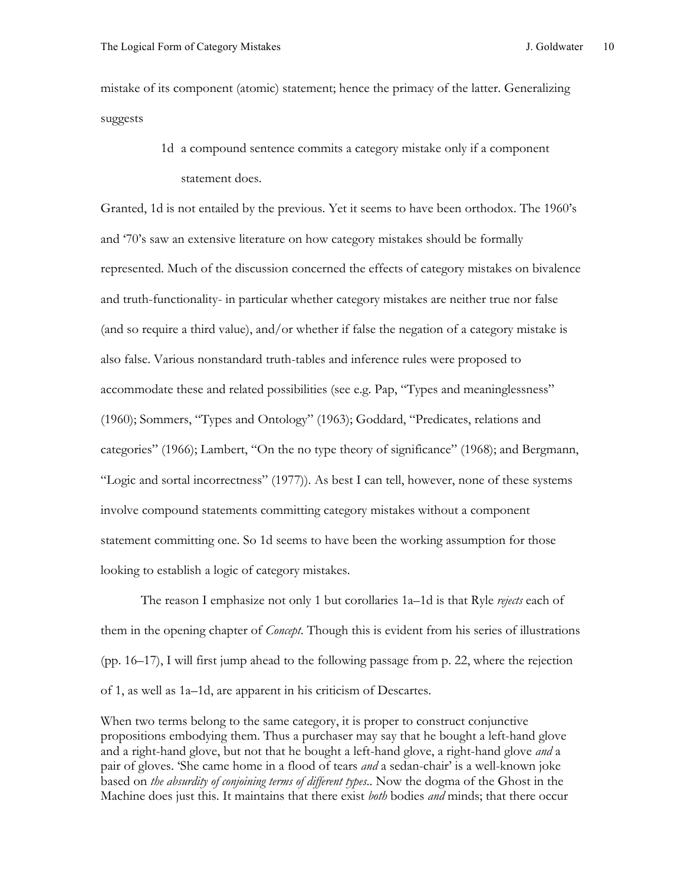mistake of its component (atomic) statement; hence the primacy of the latter. Generalizing suggests

> 1d a compound sentence commits a category mistake only if a component statement does.

Granted, 1d is not entailed by the previous. Yet it seems to have been orthodox. The 1960's and '70's saw an extensive literature on how category mistakes should be formally represented. Much of the discussion concerned the effects of category mistakes on bivalence and truth-functionality- in particular whether category mistakes are neither true nor false (and so require a third value), and/or whether if false the negation of a category mistake is also false. Various nonstandard truth-tables and inference rules were proposed to accommodate these and related possibilities (see e.g. Pap, "Types and meaninglessness" (1960); Sommers, "Types and Ontology" (1963); Goddard, "Predicates, relations and categories" (1966); Lambert, "On the no type theory of significance" (1968); and Bergmann, "Logic and sortal incorrectness" (1977)). As best I can tell, however, none of these systems involve compound statements committing category mistakes without a component statement committing one. So 1d seems to have been the working assumption for those looking to establish a logic of category mistakes.

The reason I emphasize not only 1 but corollaries 1a–1d is that Ryle *rejects* each of them in the opening chapter of *Concept*. Though this is evident from his series of illustrations (pp. 16–17), I will first jump ahead to the following passage from p. 22, where the rejection of 1, as well as 1a–1d, are apparent in his criticism of Descartes.

> When two terms belong to the same category, it is proper to construct conjunctive propositions embodying them. Thus a purchaser may say that he bought a left-hand glove and a right-hand glove, but not that he bought a left-hand glove, a right-hand glove *and* a pair of gloves. 'She came home in a flood of tears *and* a sedan-chair' is a well-known joke based on *the absurdity of conjoining terms of different types*.. Now the dogma of the Ghost in the Machine does just this. It maintains that there exist *both* bodies *and* minds; that there occur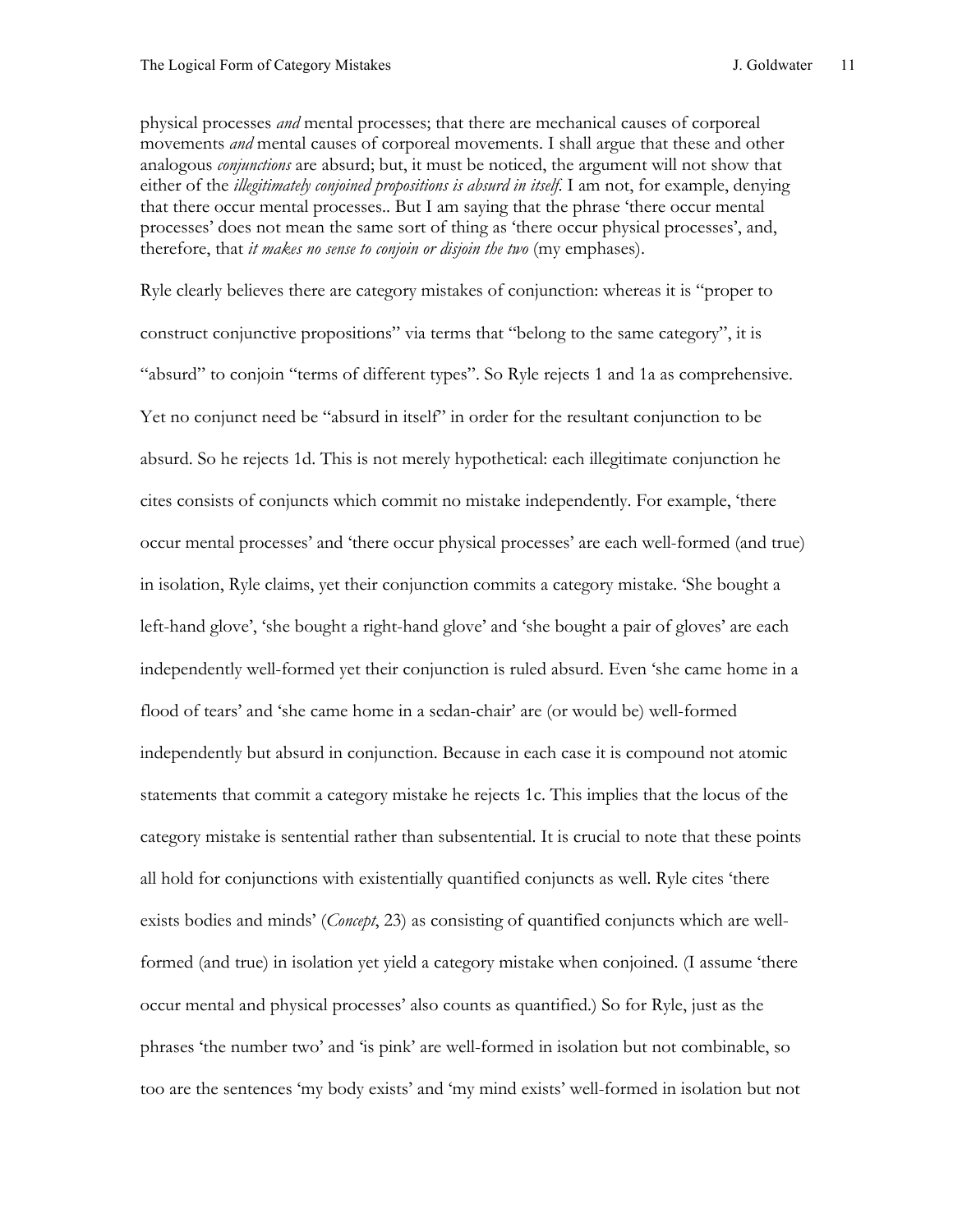physical processes *and* mental processes; that there are mechanical causes of corporeal movements *and* mental causes of corporeal movements. I shall argue that these and other analogous *conjunctions* are absurd; but, it must be noticed, the argument will not show that either of the *illegitimately conjoined propositions is absurd in itself*. I am not, for example, denying that there occur mental processes.. But I am saying that the phrase 'there occur mental processes' does not mean the same sort of thing as 'there occur physical processes', and, therefore, that *it makes no sense to conjoin or disjoin the two* (my emphases).

Ryle clearly believes there are category mistakes of conjunction: whereas it is "proper to construct conjunctive propositions" via terms that "belong to the same category", it is "absurd" to conjoin "terms of different types". So Ryle rejects 1 and 1a as comprehensive. Yet no conjunct need be "absurd in itself" in order for the resultant conjunction to be absurd. So he rejects 1d. This is not merely hypothetical: each illegitimate conjunction he cites consists of conjuncts which commit no mistake independently. For example, 'there occur mental processes' and 'there occur physical processes' are each well-formed (and true) in isolation, Ryle claims, yet their conjunction commits a category mistake. 'She bought a left-hand glove', 'she bought a right-hand glove' and 'she bought a pair of gloves' are each independently well-formed yet their conjunction is ruled absurd. Even 'she came home in a flood of tears' and 'she came home in a sedan-chair' are (or would be) well-formed independently but absurd in conjunction. Because in each case it is compound not atomic statements that commit a category mistake he rejects 1c. This implies that the locus of the category mistake is sentential rather than subsentential. It is crucial to note that these points all hold for conjunctions with existentially quantified conjuncts as well. Ryle cites 'there exists bodies and minds' (*Concept*, 23) as consisting of quantified conjuncts which are well-formed (and true) in isolation yet yield a category mistake when conjoined. (I assume 'there occur mental and physical processes' also counts as quantified.) So for Ryle, just as the phrases 'the number two' and 'is pink' are well-formed in isolation but not combinable, so too are the sentences 'my body exists' and 'my mind exists' well-formed in isolation but not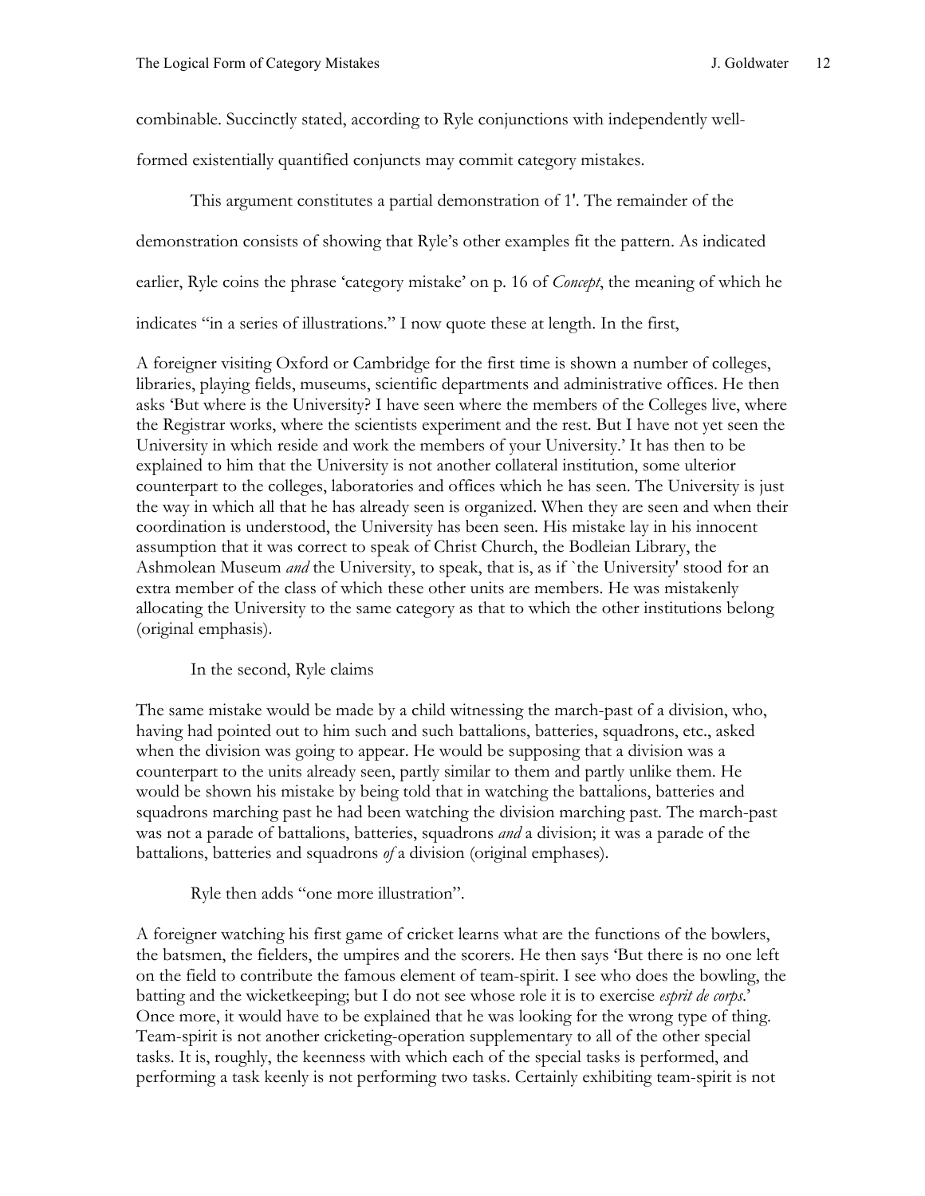combinable. Succinctly stated, according to Ryle conjunctions with independently well-formed existentially quantified conjuncts may commit category mistakes.

This argument constitutes a partial demonstration of 1'. The remainder of the demonstration consists of showing that Ryle's other examples fit the pattern. As indicated earlier, Ryle coins the phrase 'category mistake' on p. 16 of *Concept*, the meaning of which he indicates "in a series of illustrations." I now quote these at length. In the first,

> A foreigner visiting Oxford or Cambridge for the first time is shown a number of colleges, libraries, playing fields, museums, scientific departments and administrative offices. He then asks 'But where is the University? I have seen where the members of the Colleges live, where the Registrar works, where the scientists experiment and the rest. But I have not yet seen the University in which reside and work the members of your University.' It has then to be explained to him that the University is not another collateral institution, some ulterior counterpart to the colleges, laboratories and offices which he has seen. The University is just the way in which all that he has already seen is organized. When they are seen and when their coordination is understood, the University has been seen. His mistake lay in his innocent assumption that it was correct to speak of Christ Church, the Bodleian Library, the Ashmolean Museum *and* the University, to speak, that is, as if `the University' stood for an extra member of the class of which these other units are members. He was mistakenly allocating the University to the same category as that to which the other institutions belong (original emphasis).

In the second, Ryle claims

> The same mistake would be made by a child witnessing the march-past of a division, who, having had pointed out to him such and such battalions, batteries, squadrons, etc., asked when the division was going to appear. He would be supposing that a division was a counterpart to the units already seen, partly similar to them and partly unlike them. He would be shown his mistake by being told that in watching the battalions, batteries and squadrons marching past he had been watching the division marching past. The march-past was not a parade of battalions, batteries, squadrons *and* a division; it was a parade of the battalions, batteries and squadrons *of* a division (original emphases).

Ryle then adds "one more illustration".

> A foreigner watching his first game of cricket learns what are the functions of the bowlers, the batsmen, the fielders, the umpires and the scorers. He then says 'But there is no one left on the field to contribute the famous element of team-spirit. I see who does the bowling, the batting and the wicketkeeping; but I do not see whose role it is to exercise *esprit de corps*.' Once more, it would have to be explained that he was looking for the wrong type of thing. Team-spirit is not another cricketing-operation supplementary to all of the other special tasks. It is, roughly, the keenness with which each of the special tasks is performed, and performing a task keenly is not performing two tasks. Certainly exhibiting team-spirit is not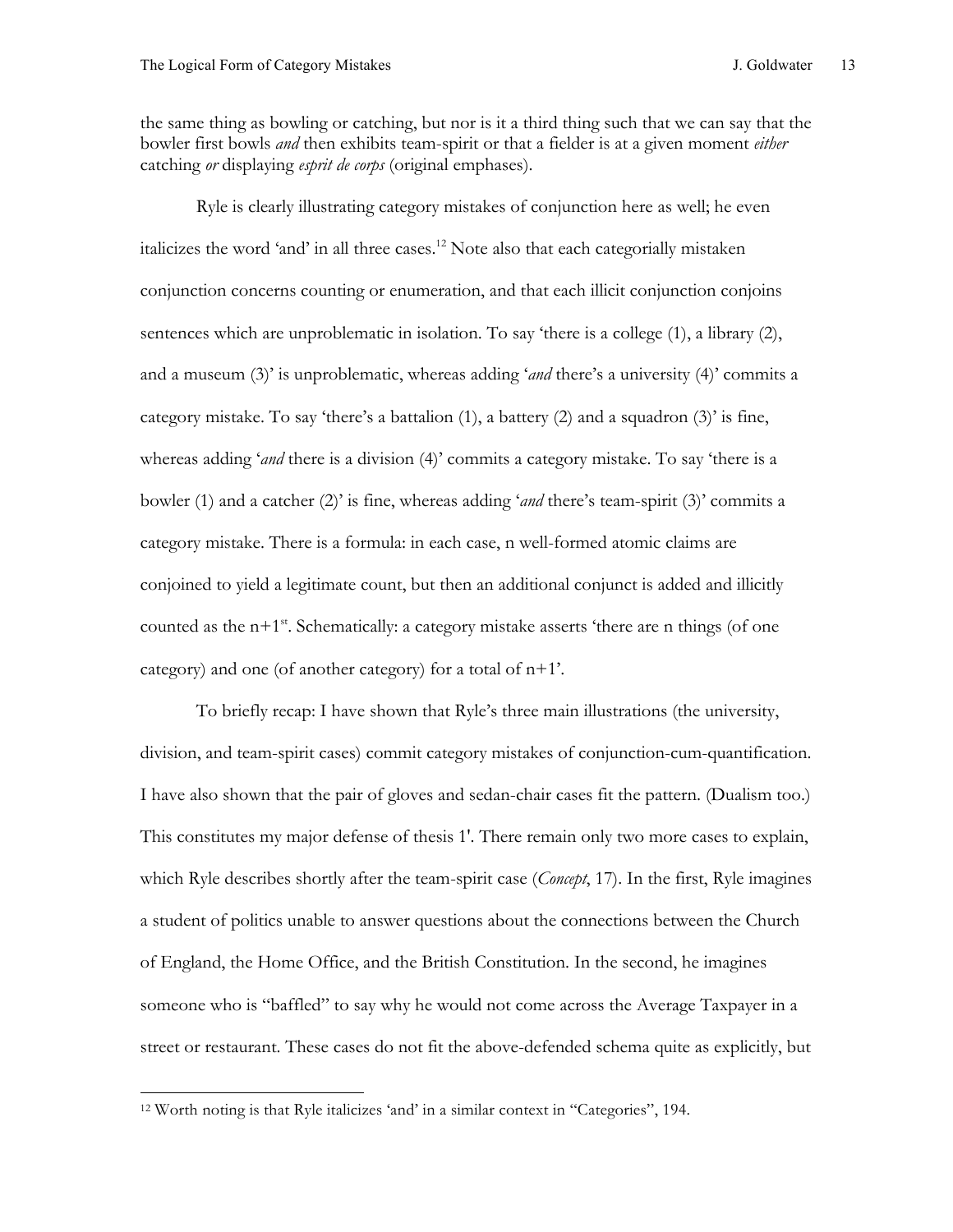the same thing as bowling or catching, but nor is it a third thing such that we can say that the bowler first bowls *and* then exhibits team-spirit or that a fielder is at a given moment *either* catching *or* displaying *esprit de corps* (original emphases).

Ryle is clearly illustrating category mistakes of conjunction here as well; he even italicizes the word 'and' in all three cases.[12] Note also that each categorially mistaken conjunction concerns counting or enumeration, and that each illicit conjunction conjoins sentences which are unproblematic in isolation. To say 'there is a college (1), a library (2), and a museum (3)' is unproblematic, whereas adding '*and* there's a university (4)' commits a category mistake. To say 'there's a battalion (1), a battery (2) and a squadron (3)' is fine, whereas adding '*and* there is a division (4)' commits a category mistake. To say 'there is a bowler (1) and a catcher (2)' is fine, whereas adding '*and* there's team-spirit (3)' commits a category mistake. There is a formula: in each case, n well-formed atomic claims are conjoined to yield a legitimate count, but then an additional conjunct is added and illicitly counted as the $n+1^{st}$. Schematically: a category mistake asserts 'there are n things (of one category) and one (of another category) for a total of $n+1$'.

To briefly recap: I have shown that Ryle's three main illustrations (the university, division, and team-spirit cases) commit category mistakes of conjunction-cum-quantification. I have also shown that the pair of gloves and sedan-chair cases fit the pattern. (Dualism too.) This constitutes my major defense of thesis 1'. There remain only two more cases to explain, which Ryle describes shortly after the team-spirit case (*Concept*, 17). In the first, Ryle imagines a student of politics unable to answer questions about the connections between the Church of England, the Home Office, and the British Constitution. In the second, he imagines someone who is "baffled" to say why he would not come across the Average Taxpayer in a street or restaurant. These cases do not fit the above-defended schema quite as explicitly, but

[12] Worth noting is that Ryle italicizes 'and' in a similar context in "Categories", 194.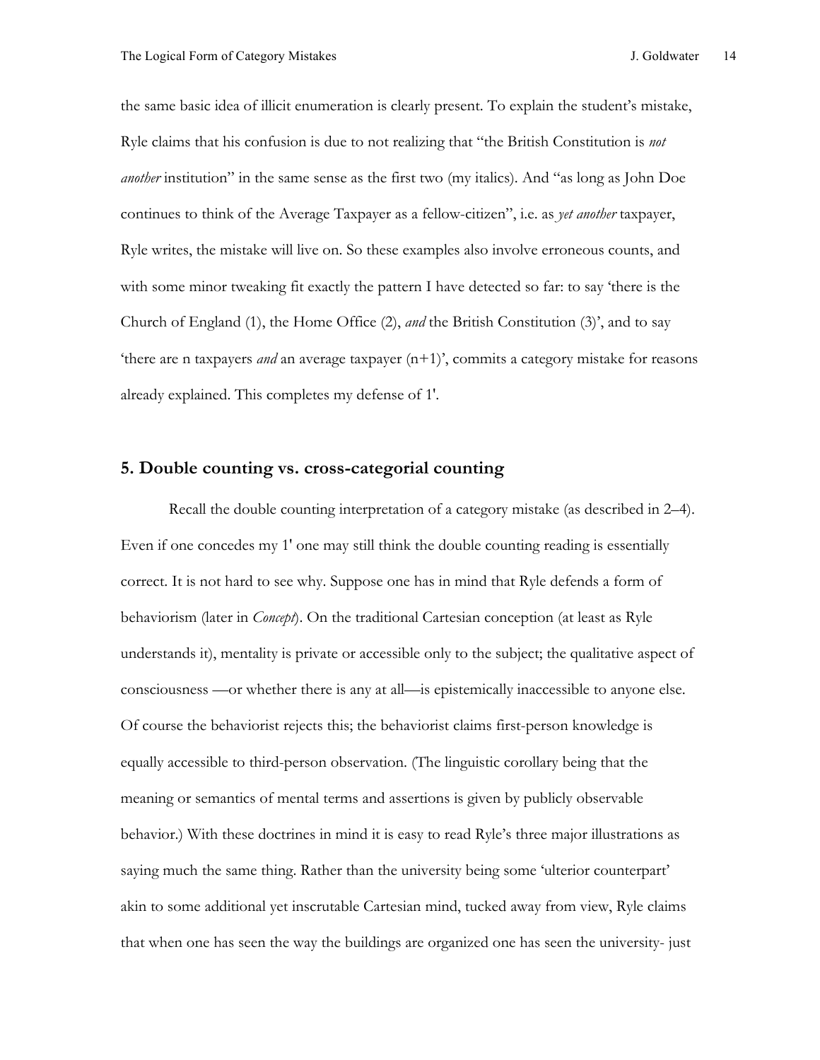the same basic idea of illicit enumeration is clearly present. To explain the student's mistake, Ryle claims that his confusion is due to not realizing that "the British Constitution is *not another* institution" in the same sense as the first two (my italics). And "as long as John Doe continues to think of the Average Taxpayer as a fellow-citizen", i.e. as *yet another* taxpayer, Ryle writes, the mistake will live on. So these examples also involve erroneous counts, and with some minor tweaking fit exactly the pattern I have detected so far: to say 'there is the Church of England (1), the Home Office (2), *and* the British Constitution (3)', and to say 'there are n taxpayers *and* an average taxpayer (n+1)', commits a category mistake for reasons already explained. This completes my defense of 1'.

## 5. Double counting vs. cross-categorial counting

Recall the double counting interpretation of a category mistake (as described in 2–4). Even if one concedes my 1' one may still think the double counting reading is essentially correct. It is not hard to see why. Suppose one has in mind that Ryle defends a form of behaviorism (later in *Concept*). On the traditional Cartesian conception (at least as Ryle understands it), mentality is private or accessible only to the subject; the qualitative aspect of consciousness —or whether there is any at all—is epistemically inaccessible to anyone else. Of course the behaviorist rejects this; the behaviorist claims first-person knowledge is equally accessible to third-person observation. (The linguistic corollary being that the meaning or semantics of mental terms and assertions is given by publicly observable behavior.) With these doctrines in mind it is easy to read Ryle's three major illustrations as saying much the same thing. Rather than the university being some 'ulterior counterpart' akin to some additional yet inscrutable Cartesian mind, tucked away from view, Ryle claims that when one has seen the way the buildings are organized one has seen the university- just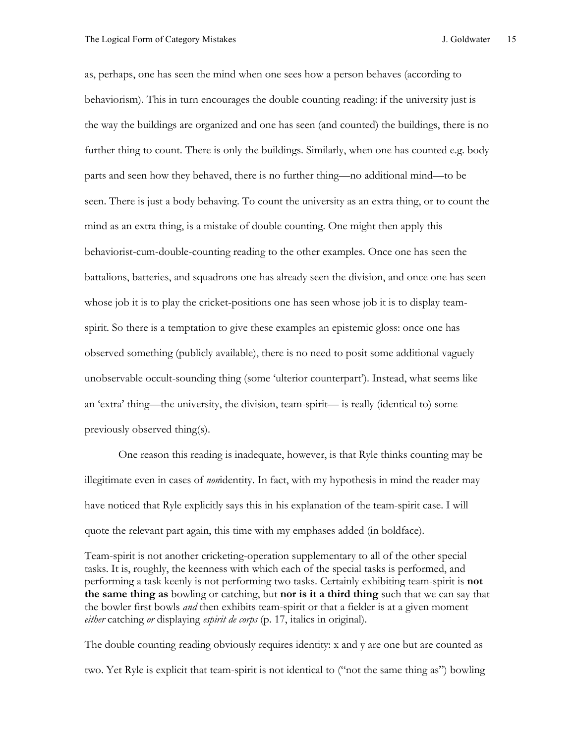as, perhaps, one has seen the mind when one sees how a person behaves (according to behaviorism). This in turn encourages the double counting reading: if the university just is the way the buildings are organized and one has seen (and counted) the buildings, there is no further thing to count. There is only the buildings. Similarly, when one has counted e.g. body parts and seen how they behaved, there is no further thing—no additional mind—to be seen. There is just a body behaving. To count the university as an extra thing, or to count the mind as an extra thing, is a mistake of double counting. One might then apply this behaviorist-cum-double-counting reading to the other examples. Once one has seen the battalions, batteries, and squadrons one has already seen the division, and once one has seen whose job it is to play the cricket-positions one has seen whose job it is to display team-spirit. So there is a temptation to give these examples an epistemic gloss: once one has observed something (publicly available), there is no need to posit some additional vaguely unobservable occult-sounding thing (some 'ulterior counterpart'). Instead, what seems like an 'extra' thing—the university, the division, team-spirit— is really (identical to) some previously observed thing(s).

One reason this reading is inadequate, however, is that Ryle thinks counting may be illegitimate even in cases of *non*identity. In fact, with my hypothesis in mind the reader may have noticed that Ryle explicitly says this in his explanation of the team-spirit case. I will quote the relevant part again, this time with my emphases added (in boldface).

> Team-spirit is not another cricketing-operation supplementary to all of the other special tasks. It is, roughly, the keenness with which each of the special tasks is performed, and performing a task keenly is not performing two tasks. Certainly exhibiting team-spirit is **not the same thing as** bowling or catching, but **nor is it a third thing** such that we can say that the bowler first bowls *and* then exhibits team-spirit or that a fielder is at a given moment *either* catching *or* displaying *espirit de corps* (p. 17, italics in original).

The double counting reading obviously requires identity: x and y are one but are counted as two. Yet Ryle is explicit that team-spirit is not identical to ("not the same thing as") bowling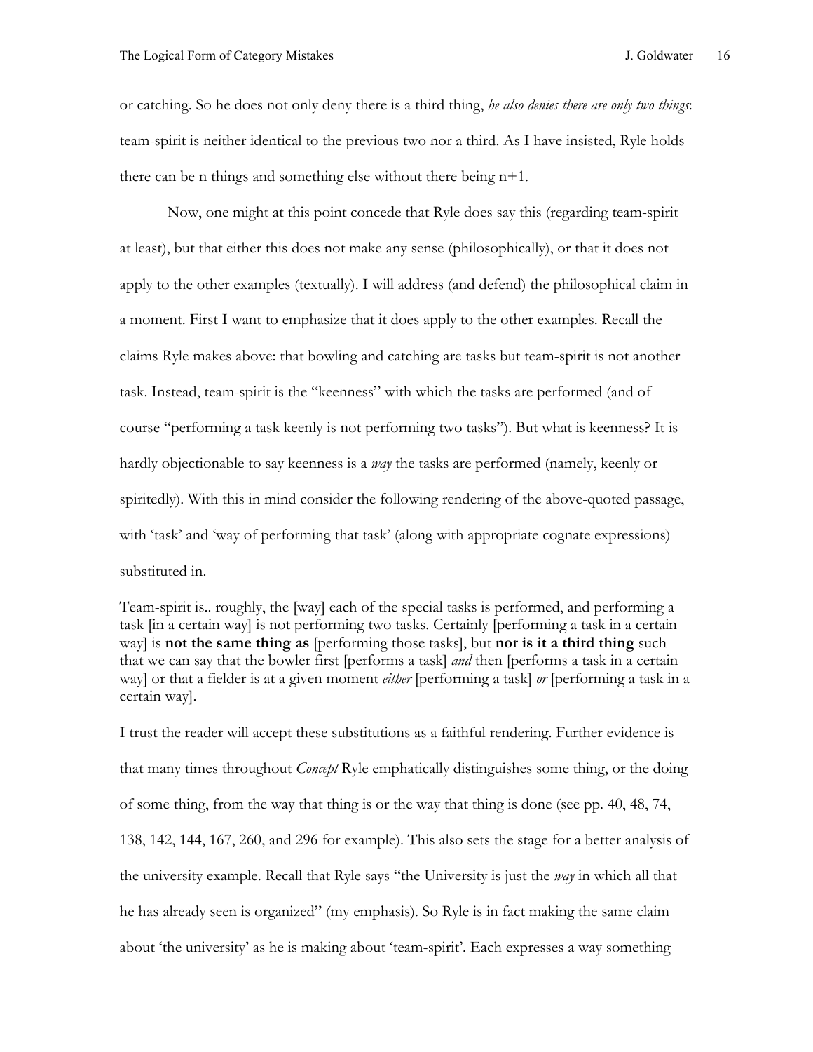or catching. So he does not only deny there is a third thing, *he also denies there are only two things*: team-spirit is neither identical to the previous two nor a third. As I have insisted, Ryle holds there can be n things and something else without there being n+1.

Now, one might at this point concede that Ryle does say this (regarding team-spirit at least), but that either this does not make any sense (philosophically), or that it does not apply to the other examples (textually). I will address (and defend) the philosophical claim in a moment. First I want to emphasize that it does apply to the other examples. Recall the claims Ryle makes above: that bowling and catching are tasks but team-spirit is not another task. Instead, team-spirit is the "keenness" with which the tasks are performed (and of course "performing a task keenly is not performing two tasks"). But what is keenness? It is hardly objectionable to say keenness is a *way* the tasks are performed (namely, keenly or spiritedly). With this in mind consider the following rendering of the above-quoted passage, with 'task' and 'way of performing that task' (along with appropriate cognate expressions) substituted in.

> Team-spirit is.. roughly, the [way] each of the special tasks is performed, and performing a task [in a certain way] is not performing two tasks. Certainly [performing a task in a certain way] is **not the same thing as** [performing those tasks], but **nor is it a third thing** such that we can say that the bowler first [performs a task] *and* then [performs a task in a certain way] or that a fielder is at a given moment *either* [performing a task] *or* [performing a task in a certain way].

I trust the reader will accept these substitutions as a faithful rendering. Further evidence is that many times throughout *Concept* Ryle emphatically distinguishes some thing, or the doing of some thing, from the way that thing is or the way that thing is done (see pp. 40, 48, 74, 138, 142, 144, 167, 260, and 296 for example). This also sets the stage for a better analysis of the university example. Recall that Ryle says "the University is just the *way* in which all that he has already seen is organized" (my emphasis). So Ryle is in fact making the same claim about 'the university' as he is making about 'team-spirit'. Each expresses a way something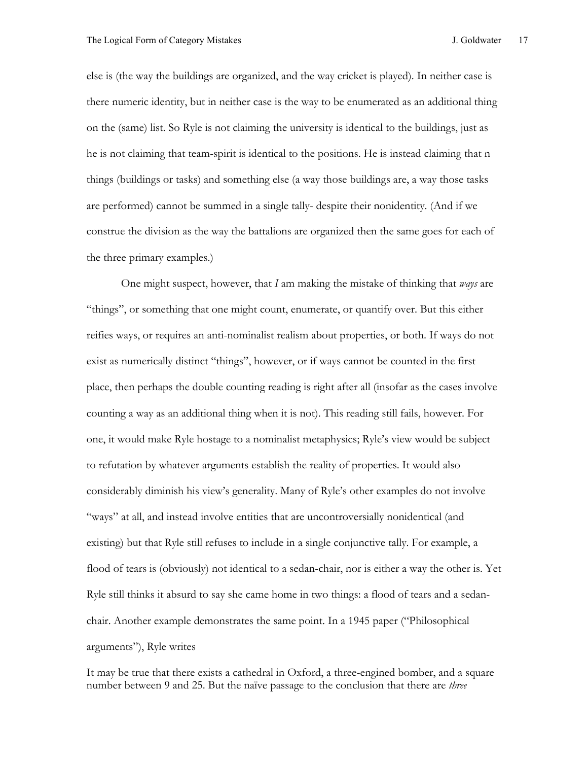else is (the way the buildings are organized, and the way cricket is played). In neither case is there numeric identity, but in neither case is the way to be enumerated as an additional thing on the (same) list. So Ryle is not claiming the university is identical to the buildings, just as he is not claiming that team-spirit is identical to the positions. He is instead claiming that n things (buildings or tasks) and something else (a way those buildings are, a way those tasks are performed) cannot be summed in a single tally- despite their nonidentity. (And if we construe the division as the way the battalions are organized then the same goes for each of the three primary examples.)

One might suspect, however, that *I* am making the mistake of thinking that *ways* are "things", or something that one might count, enumerate, or quantify over. But this either reifies ways, or requires an anti-nominalist realism about properties, or both. If ways do not exist as numerically distinct "things", however, or if ways cannot be counted in the first place, then perhaps the double counting reading is right after all (insofar as the cases involve counting a way as an additional thing when it is not). This reading still fails, however. For one, it would make Ryle hostage to a nominalist metaphysics; Ryle's view would be subject to refutation by whatever arguments establish the reality of properties. It would also considerably diminish his view's generality. Many of Ryle's other examples do not involve "ways" at all, and instead involve entities that are uncontroversially nonidentical (and existing) but that Ryle still refuses to include in a single conjunctive tally. For example, a flood of tears is (obviously) not identical to a sedan-chair, nor is either a way the other is. Yet Ryle still thinks it absurd to say she came home in two things: a flood of tears and a sedan-chair. Another example demonstrates the same point. In a 1945 paper ("Philosophical arguments"), Ryle writes

It may be true that there exists a cathedral in Oxford, a three-engined bomber, and a square number between 9 and 25. But the naïve passage to the conclusion that there are *three*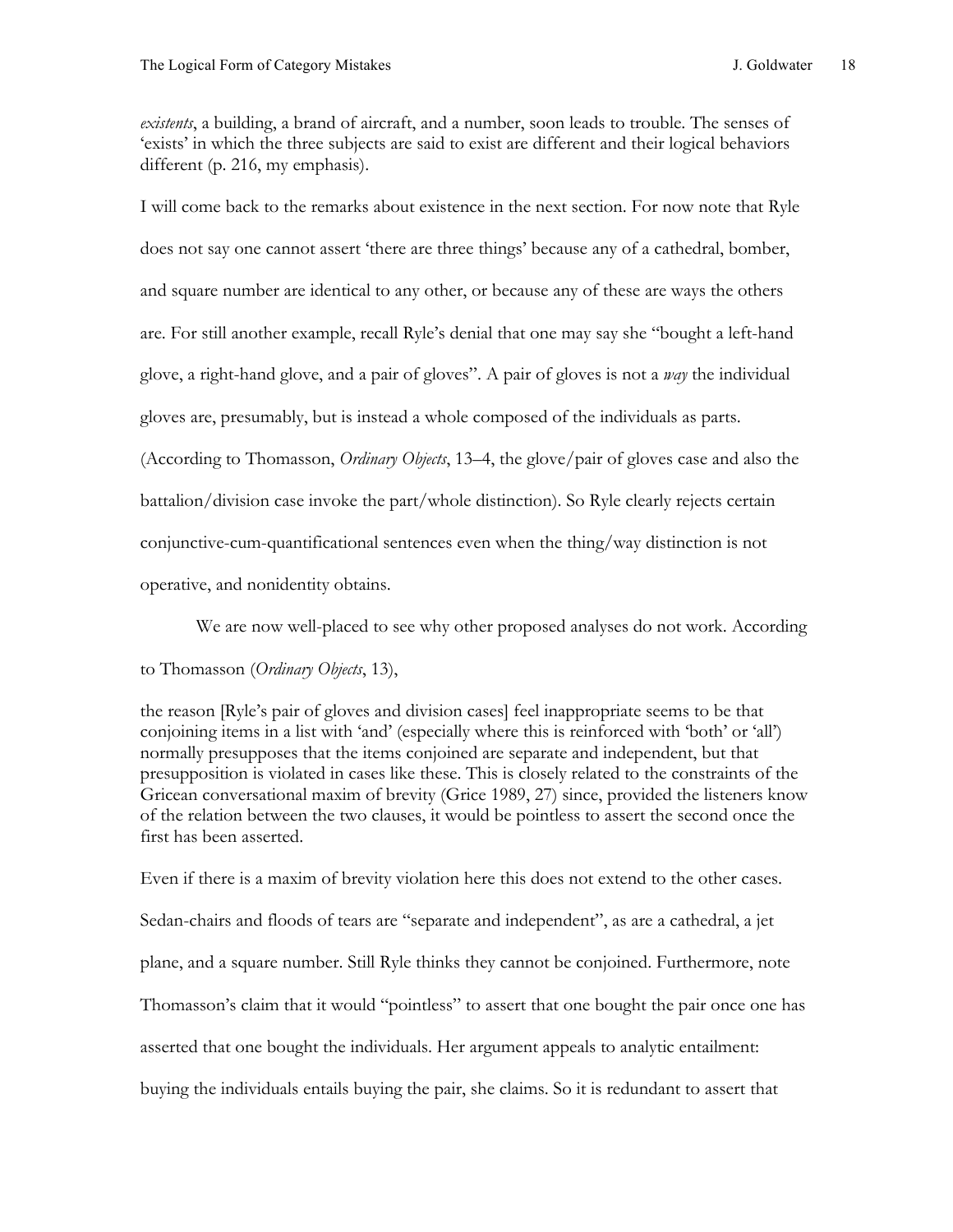*existents*, a building, a brand of aircraft, and a number, soon leads to trouble. The senses of 'exists' in which the three subjects are said to exist are different and their logical behaviors different (p. 216, my emphasis).

I will come back to the remarks about existence in the next section. For now note that Ryle does not say one cannot assert 'there are three things' because any of a cathedral, bomber, and square number are identical to any other, or because any of these are ways the others are. For still another example, recall Ryle's denial that one may say she "bought a left-hand glove, a right-hand glove, and a pair of gloves". A pair of gloves is not a *way* the individual gloves are, presumably, but is instead a whole composed of the individuals as parts. (According to Thomasson, *Ordinary Objects*, 13–4, the glove/pair of gloves case and also the battalion/division case invoke the part/whole distinction). So Ryle clearly rejects certain conjunctive-cum-quantificational sentences even when the thing/way distinction is not operative, and nonidentity obtains.

We are now well-placed to see why other proposed analyses do not work. According to Thomasson (*Ordinary Objects*, 13),

> the reason [Ryle's pair of gloves and division cases] feel inappropriate seems to be that conjoining items in a list with 'and' (especially where this is reinforced with 'both' or 'all') normally presupposes that the items conjoined are separate and independent, but that presupposition is violated in cases like these. This is closely related to the constraints of the Gricean conversational maxim of brevity (Grice 1989, 27) since, provided the listeners know of the relation between the two clauses, it would be pointless to assert the second once the first has been asserted.

Even if there is a maxim of brevity violation here this does not extend to the other cases. Sedan-chairs and floods of tears are "separate and independent", as are a cathedral, a jet plane, and a square number. Still Ryle thinks they cannot be conjoined. Furthermore, note Thomasson's claim that it would "pointless" to assert that one bought the pair once one has asserted that one bought the individuals. Her argument appeals to analytic entailment: buying the individuals entails buying the pair, she claims. So it is redundant to assert that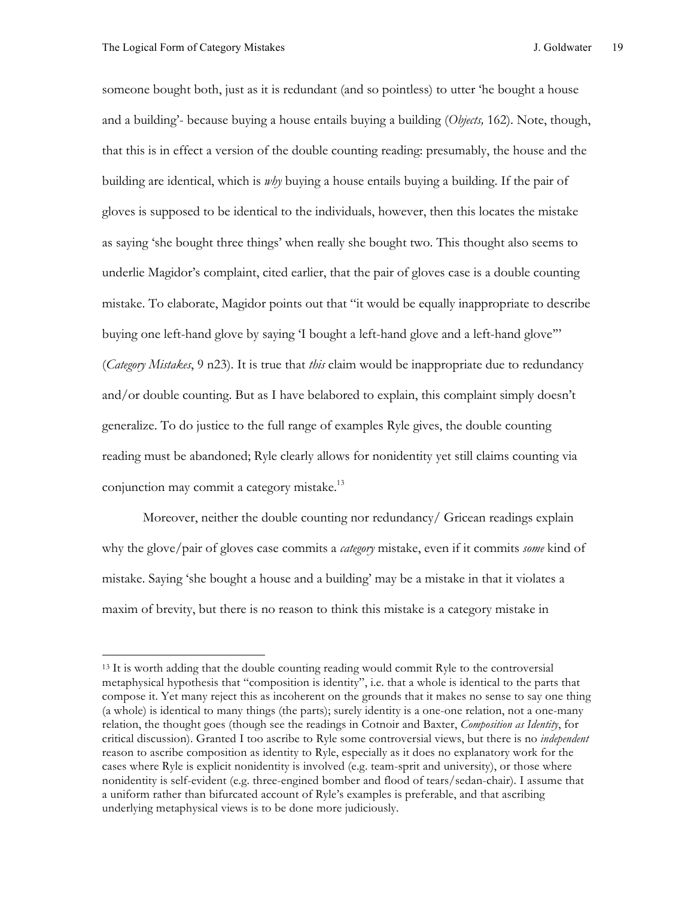someone bought both, just as it is redundant (and so pointless) to utter 'he bought a house and a building'- because buying a house entails buying a building (*Objects,* 162). Note, though, that this is in effect a version of the double counting reading: presumably, the house and the building are identical, which is *why* buying a house entails buying a building. If the pair of gloves is supposed to be identical to the individuals, however, then this locates the mistake as saying 'she bought three things' when really she bought two. This thought also seems to underlie Magidor's complaint, cited earlier, that the pair of gloves case is a double counting mistake. To elaborate, Magidor points out that "it would be equally inappropriate to describe buying one left-hand glove by saying 'I bought a left-hand glove and a left-hand glove'" (*Category Mistakes*, 9 n23). It is true that *this* claim would be inappropriate due to redundancy and/or double counting. But as I have belabored to explain, this complaint simply doesn't generalize. To do justice to the full range of examples Ryle gives, the double counting reading must be abandoned; Ryle clearly allows for nonidentity yet still claims counting via conjunction may commit a category mistake.[13]

Moreover, neither the double counting nor redundancy/ Gricean readings explain why the glove/pair of gloves case commits a *category* mistake, even if it commits *some* kind of mistake. Saying 'she bought a house and a building' may be a mistake in that it violates a maxim of brevity, but there is no reason to think this mistake is a category mistake in

---

[13] It is worth adding that the double counting reading would commit Ryle to the controversial metaphysical hypothesis that "composition is identity", i.e. that a whole is identical to the parts that compose it. Yet many reject this as incoherent on the grounds that it makes no sense to say one thing (a whole) is identical to many things (the parts); surely identity is a one-one relation, not a one-many relation, the thought goes (though see the readings in Cotnoir and Baxter, *Composition as Identity*, for critical discussion). Granted I too ascribe to Ryle some controversial views, but there is no *independent* reason to ascribe composition as identity to Ryle, especially as it does no explanatory work for the cases where Ryle is explicit nonidentity is involved (e.g. team-sprit and university), or those where nonidentity is self-evident (e.g. three-engined bomber and flood of tears/sedan-chair). I assume that a uniform rather than bifurcated account of Ryle's examples is preferable, and that ascribing underlying metaphysical views is to be done more judiciously.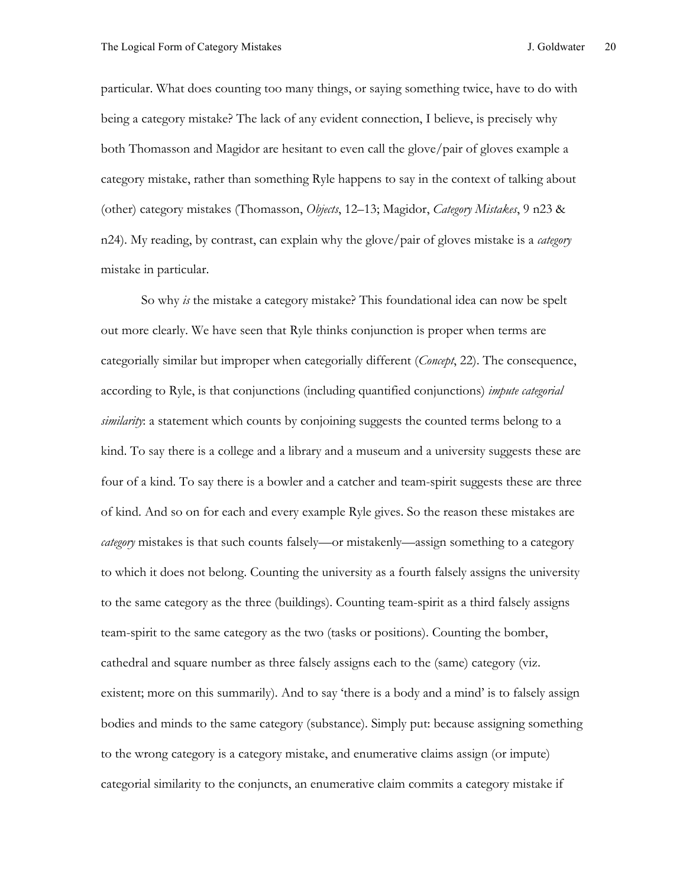particular. What does counting too many things, or saying something twice, have to do with being a category mistake? The lack of any evident connection, I believe, is precisely why both Thomasson and Magidor are hesitant to even call the glove/pair of gloves example a category mistake, rather than something Ryle happens to say in the context of talking about (other) category mistakes (Thomasson, *Objects*, 12–13; Magidor, *Category Mistakes*, 9 n23 & n24). My reading, by contrast, can explain why the glove/pair of gloves mistake is a *category* mistake in particular.

So why *is* the mistake a category mistake? This foundational idea can now be spelt out more clearly. We have seen that Ryle thinks conjunction is proper when terms are categorially similar but improper when categorially different (*Concept*, 22). The consequence, according to Ryle, is that conjunctions (including quantified conjunctions) *impute categorial similarity*: a statement which counts by conjoining suggests the counted terms belong to a kind. To say there is a college and a library and a museum and a university suggests these are four of a kind. To say there is a bowler and a catcher and team-spirit suggests these are three of kind. And so on for each and every example Ryle gives. So the reason these mistakes are *category* mistakes is that such counts falsely—or mistakenly—assign something to a category to which it does not belong. Counting the university as a fourth falsely assigns the university to the same category as the three (buildings). Counting team-spirit as a third falsely assigns team-spirit to the same category as the two (tasks or positions). Counting the bomber, cathedral and square number as three falsely assigns each to the (same) category (viz. existent; more on this summarily). And to say 'there is a body and a mind' is to falsely assign bodies and minds to the same category (substance). Simply put: because assigning something to the wrong category is a category mistake, and enumerative claims assign (or impute) categorial similarity to the conjuncts, an enumerative claim commits a category mistake if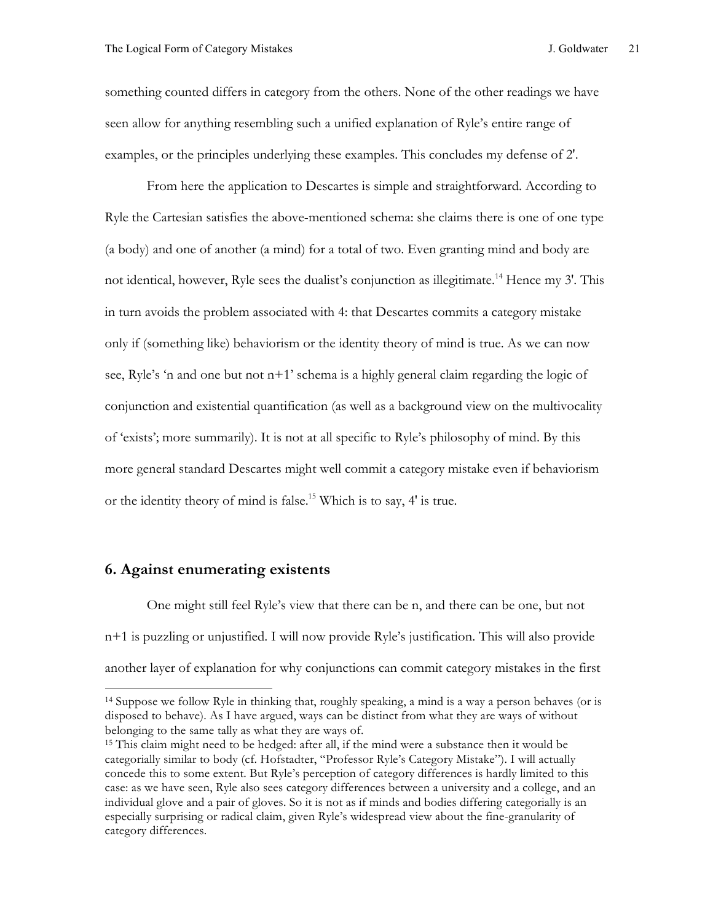something counted differs in category from the others. None of the other readings we have seen allow for anything resembling such a unified explanation of Ryle's entire range of examples, or the principles underlying these examples. This concludes my defense of 2'.

From here the application to Descartes is simple and straightforward. According to Ryle the Cartesian satisfies the above-mentioned schema: she claims there is one of one type (a body) and one of another (a mind) for a total of two. Even granting mind and body are not identical, however, Ryle sees the dualist's conjunction as illegitimate.[14] Hence my 3'. This in turn avoids the problem associated with 4: that Descartes commits a category mistake only if (something like) behaviorism or the identity theory of mind is true. As we can now see, Ryle's 'n and one but not n+1' schema is a highly general claim regarding the logic of conjunction and existential quantification (as well as a background view on the multivocality of 'exists'; more summarily). It is not at all specific to Ryle's philosophy of mind. By this more general standard Descartes might well commit a category mistake even if behaviorism or the identity theory of mind is false.[15] Which is to say, 4' is true.

## 6. Against enumerating existents

One might still feel Ryle's view that there can be n, and there can be one, but not n+1 is puzzling or unjustified. I will now provide Ryle's justification. This will also provide another layer of explanation for why conjunctions can commit category mistakes in the first

---

[14] Suppose we follow Ryle in thinking that, roughly speaking, a mind is a way a person behaves (or is disposed to behave). As I have argued, ways can be distinct from what they are ways of without belonging to the same tally as what they are ways of.

[15] This claim might need to be hedged: after all, if the mind were a substance then it would be categorially similar to body (cf. Hofstadter, "Professor Ryle's Category Mistake"). I will actually concede this to some extent. But Ryle's perception of category differences is hardly limited to this case: as we have seen, Ryle also sees category differences between a university and a college, and an individual glove and a pair of gloves. So it is not as if minds and bodies differing categorially is an especially surprising or radical claim, given Ryle's widespread view about the fine-granularity of category differences.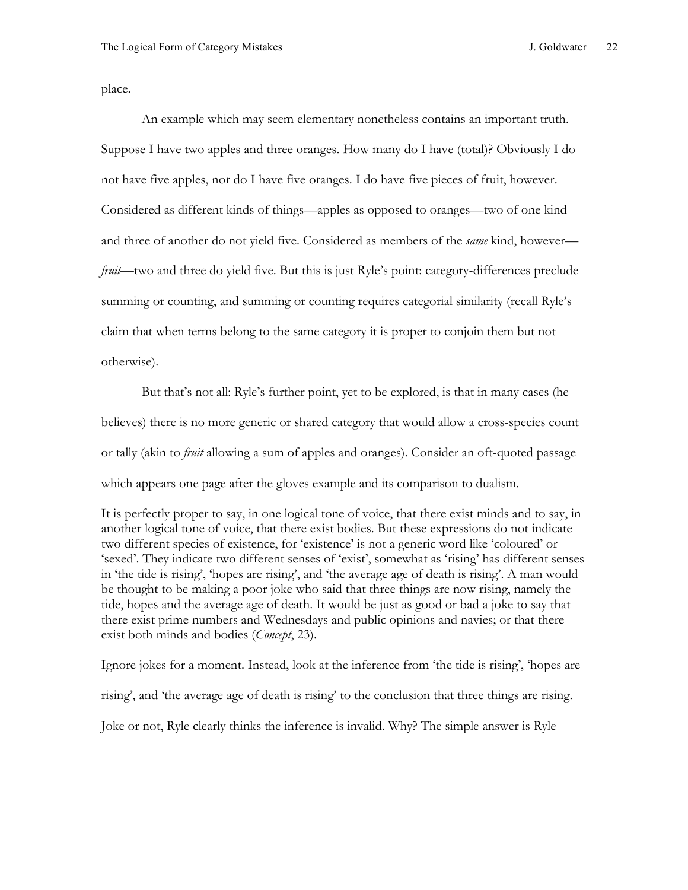place.

An example which may seem elementary nonetheless contains an important truth. Suppose I have two apples and three oranges. How many do I have (total)? Obviously I do not have five apples, nor do I have five oranges. I do have five pieces of fruit, however. Considered as different kinds of things—apples as opposed to oranges—two of one kind and three of another do not yield five. Considered as members of the *same* kind, however—*fruit*—two and three do yield five. But this is just Ryle's point: category-differences preclude summing or counting, and summing or counting requires categorial similarity (recall Ryle's claim that when terms belong to the same category it is proper to conjoin them but not otherwise).

But that's not all: Ryle's further point, yet to be explored, is that in many cases (he believes) there is no more generic or shared category that would allow a cross-species count or tally (akin to *fruit* allowing a sum of apples and oranges). Consider an oft-quoted passage which appears one page after the gloves example and its comparison to dualism.

> It is perfectly proper to say, in one logical tone of voice, that there exist minds and to say, in another logical tone of voice, that there exist bodies. But these expressions do not indicate two different species of existence, for 'existence' is not a generic word like 'coloured' or 'sexed'. They indicate two different senses of 'exist', somewhat as 'rising' has different senses in 'the tide is rising', 'hopes are rising', and 'the average age of death is rising'. A man would be thought to be making a poor joke who said that three things are now rising, namely the tide, hopes and the average age of death. It would be just as good or bad a joke to say that there exist prime numbers and Wednesdays and public opinions and navies; or that there exist both minds and bodies (*Concept*, 23).

Ignore jokes for a moment. Instead, look at the inference from 'the tide is rising', 'hopes are rising', and 'the average age of death is rising' to the conclusion that three things are rising. Joke or not, Ryle clearly thinks the inference is invalid. Why? The simple answer is Ryle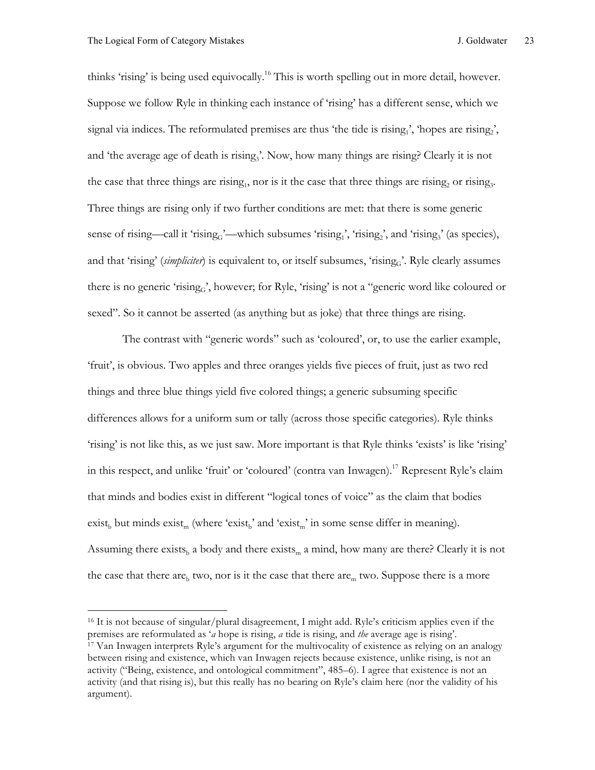thinks 'rising' is being used equivocally.[16] This is worth spelling out in more detail, however. Suppose we follow Ryle in thinking each instance of 'rising' has a different sense, which we signal via indices. The reformulated premises are thus 'the tide is $\text{rising}_1$', 'hopes are $\text{rising}_2$', and 'the average age of death is $\text{rising}_3$'. Now, how many things are rising? Clearly it is not the case that three things are $\text{rising}_1$, nor is it the case that three things are $\text{rising}_2$ or $\text{rising}_3$. Three things are rising only if two further conditions are met: that there is some generic sense of rising—call it '$\text{rising}_G$'—which subsumes '$\text{rising}_1$', '$\text{rising}_2$', and '$\text{rising}_3$' (as species), and that 'rising' (*simpliciter*) is equivalent to, or itself subsumes, '$\text{rising}_G$'. Ryle clearly assumes there is no generic '$\text{rising}_G$', however; for Ryle, 'rising' is not a "generic word like coloured or sexed". So it cannot be asserted (as anything but as joke) that three things are rising.

The contrast with "generic words" such as 'coloured', or, to use the earlier example, 'fruit', is obvious. Two apples and three oranges yields five pieces of fruit, just as two red things and three blue things yield five colored things; a generic subsuming specific differences allows for a uniform sum or tally (across those specific categories). Ryle thinks 'rising' is not like this, as we just saw. More important is that Ryle thinks 'exists' is like 'rising' in this respect, and unlike 'fruit' or 'coloured' (contra van Inwagen).[17] Represent Ryle's claim that minds and bodies exist in different "logical tones of voice" as the claim that bodies $\text{exist}_b$ but minds $\text{exist}_m$ (where '$\text{exist}_b$' and '$\text{exist}_m$' in some sense differ in meaning). Assuming there $\text{exists}_b$ a body and there $\text{exists}_m$ a mind, how many are there? Clearly it is not the case that there $\text{are}_b$ two, nor is it the case that there $\text{are}_m$ two. Suppose there is a more

---

[16] It is not because of singular/plural disagreement, I might add. Ryle's criticism applies even if the premises are reformulated as '*a* hope is rising, *a* tide is rising, and *the* average age is rising'.

[17] Van Inwagen interprets Ryle's argument for the multivocality of existence as relying on an analogy between rising and existence, which van Inwagen rejects because existence, unlike rising, is not an activity ("Being, existence, and ontological commitment", 485–6). I agree that existence is not an activity (and that rising is), but this really has no bearing on Ryle's claim here (nor the validity of his argument).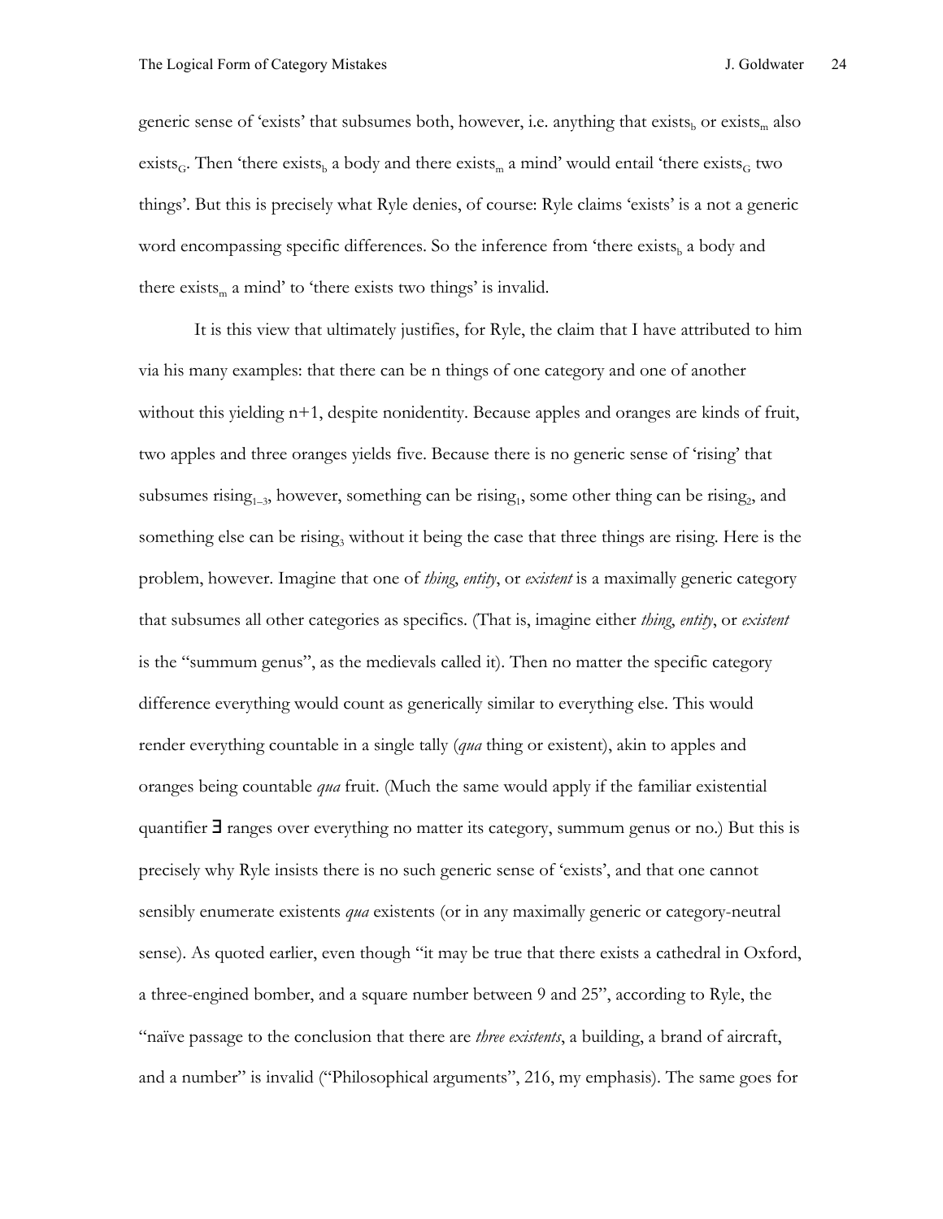generic sense of 'exists' that subsumes both, however, i.e. anything that $\text{exists}_b$ or $\text{exists}_m$ also $\text{exists}_G$. Then 'there $\text{exists}_b$ a body and there $\text{exists}_m$ a mind' would entail 'there $\text{exists}_G$ two things'. But this is precisely what Ryle denies, of course: Ryle claims 'exists' is a not a generic word encompassing specific differences. So the inference from 'there $\text{exists}_b$ a body and there $\text{exists}_m$ a mind' to 'there exists two things' is invalid.

It is this view that ultimately justifies, for Ryle, the claim that I have attributed to him via his many examples: that there can be n things of one category and one of another without this yielding n+1, despite nonidentity. Because apples and oranges are kinds of fruit, two apples and three oranges yields five. Because there is no generic sense of 'rising' that subsumes $\text{rising}_{1\text{–}3}$, however, something can be $\text{rising}_1$, some other thing can be $\text{rising}_2$, and something else can be $\text{rising}_3$ without it being the case that three things are rising. Here is the problem, however. Imagine that one of *thing*, *entity*, or *existent* is a maximally generic category that subsumes all other categories as specifics. (That is, imagine either *thing*, *entity*, or *existent* is the "summum genus", as the medievals called it). Then no matter the specific category difference everything would count as generically similar to everything else. This would render everything countable in a single tally (*qua* thing or existent), akin to apples and oranges being countable *qua* fruit. (Much the same would apply if the familiar existential quantifier $\exists$ ranges over everything no matter its category, summum genus or no.) But this is precisely why Ryle insists there is no such generic sense of 'exists', and that one cannot sensibly enumerate existents *qua* existents (or in any maximally generic or category-neutral sense). As quoted earlier, even though "it may be true that there exists a cathedral in Oxford, a three-engined bomber, and a square number between 9 and 25", according to Ryle, the "naïve passage to the conclusion that there are *three existents*, a building, a brand of aircraft, and a number" is invalid ("Philosophical arguments", 216, my emphasis). The same goes for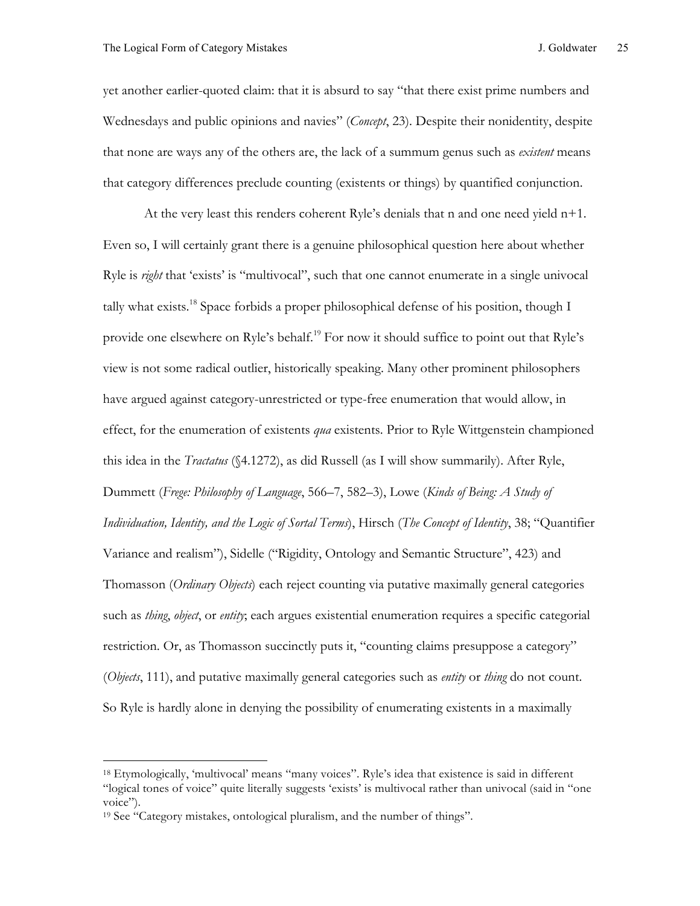yet another earlier-quoted claim: that it is absurd to say "that there exist prime numbers and Wednesdays and public opinions and navies" (*Concept*, 23). Despite their nonidentity, despite that none are ways any of the others are, the lack of a summum genus such as *existent* means that category differences preclude counting (existents or things) by quantified conjunction.

At the very least this renders coherent Ryle's denials that n and one need yield n+1. Even so, I will certainly grant there is a genuine philosophical question here about whether Ryle is *right* that 'exists' is "multivocal", such that one cannot enumerate in a single univocal tally what exists.[18] Space forbids a proper philosophical defense of his position, though I provide one elsewhere on Ryle's behalf.[19] For now it should suffice to point out that Ryle's view is not some radical outlier, historically speaking. Many other prominent philosophers have argued against category-unrestricted or type-free enumeration that would allow, in effect, for the enumeration of existents *qua* existents. Prior to Ryle Wittgenstein championed this idea in the *Tractatus* (§4.1272), as did Russell (as I will show summarily). After Ryle, Dummett (*Frege: Philosophy of Language*, 566–7, 582–3), Lowe (*Kinds of Being: A Study of Individuation, Identity, and the Logic of Sortal Terms*), Hirsch (*The Concept of Identity*, 38; "Quantifier Variance and realism"), Sidelle ("Rigidity, Ontology and Semantic Structure", 423) and Thomasson (*Ordinary Objects*) each reject counting via putative maximally general categories such as *thing*, *object*, or *entity*; each argues existential enumeration requires a specific categorial restriction. Or, as Thomasson succinctly puts it, "counting claims presuppose a category" (*Objects*, 111), and putative maximally general categories such as *entity* or *thing* do not count. So Ryle is hardly alone in denying the possibility of enumerating existents in a maximally

---

[18] Etymologically, 'multivocal' means "many voices". Ryle's idea that existence is said in different "logical tones of voice" quite literally suggests 'exists' is multivocal rather than univocal (said in "one voice").

[19] See "Category mistakes, ontological pluralism, and the number of things".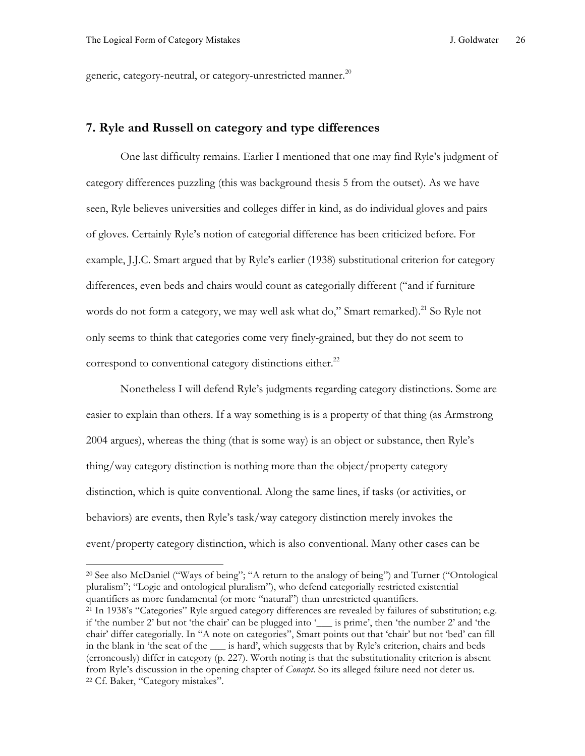generic, category-neutral, or category-unrestricted manner.[20]

## 7. Ryle and Russell on category and type differences

One last difficulty remains. Earlier I mentioned that one may find Ryle's judgment of category differences puzzling (this was background thesis 5 from the outset). As we have seen, Ryle believes universities and colleges differ in kind, as do individual gloves and pairs of gloves. Certainly Ryle's notion of categorial difference has been criticized before. For example, J.J.C. Smart argued that by Ryle's earlier (1938) substitutional criterion for category differences, even beds and chairs would count as categorially different ("and if furniture words do not form a category, we may well ask what do," Smart remarked).[21] So Ryle not only seems to think that categories come very finely-grained, but they do not seem to correspond to conventional category distinctions either.[22]

Nonetheless I will defend Ryle's judgments regarding category distinctions. Some are easier to explain than others. If a way something is is a property of that thing (as Armstrong 2004 argues), whereas the thing (that is some way) is an object or substance, then Ryle's thing/way category distinction is nothing more than the object/property category distinction, which is quite conventional. Along the same lines, if tasks (or activities, or behaviors) are events, then Ryle's task/way category distinction merely invokes the event/property category distinction, which is also conventional. Many other cases can be

---

[20] See also McDaniel ("Ways of being"; "A return to the analogy of being") and Turner ("Ontological pluralism"; "Logic and ontological pluralism"), who defend categorially restricted existential quantifiers as more fundamental (or more "natural") than unrestricted quantifiers.

[21] In 1938's "Categories" Ryle argued category differences are revealed by failures of substitution; e.g. if 'the number 2' but not 'the chair' can be plugged into '___ is prime', then 'the number 2' and 'the chair' differ categorially. In "A note on categories", Smart points out that 'chair' but not 'bed' can fill in the blank in 'the seat of the ___ is hard', which suggests that by Ryle's criterion, chairs and beds (erroneously) differ in category (p. 227). Worth noting is that the substitutionality criterion is absent from Ryle's discussion in the opening chapter of *Concept*. So its alleged failure need not deter us.

[22] Cf. Baker, "Category mistakes".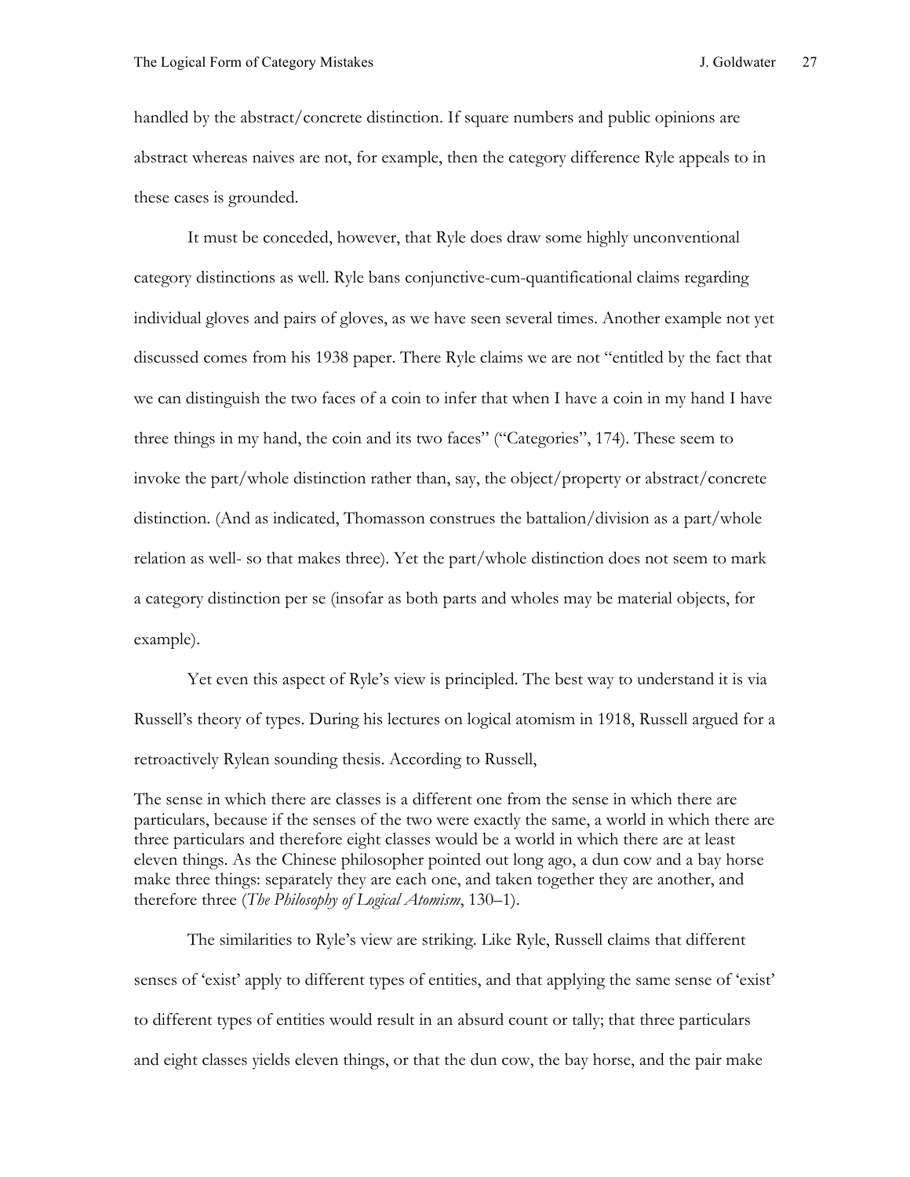handled by the abstract/concrete distinction. If square numbers and public opinions are abstract whereas naives are not, for example, then the category difference Ryle appeals to in these cases is grounded.

It must be conceded, however, that Ryle does draw some highly unconventional category distinctions as well. Ryle bans conjunctive-cum-quantificational claims regarding individual gloves and pairs of gloves, as we have seen several times. Another example not yet discussed comes from his 1938 paper. There Ryle claims we are not "entitled by the fact that we can distinguish the two faces of a coin to infer that when I have a coin in my hand I have three things in my hand, the coin and its two faces" ("Categories", 174). These seem to invoke the part/whole distinction rather than, say, the object/property or abstract/concrete distinction. (And as indicated, Thomasson construes the battalion/division as a part/whole relation as well- so that makes three). Yet the part/whole distinction does not seem to mark a category distinction per se (insofar as both parts and wholes may be material objects, for example).

Yet even this aspect of Ryle's view is principled. The best way to understand it is via Russell's theory of types. During his lectures on logical atomism in 1918, Russell argued for a retroactively Rylean sounding thesis. According to Russell,

> The sense in which there are classes is a different one from the sense in which there are particulars, because if the senses of the two were exactly the same, a world in which there are three particulars and therefore eight classes would be a world in which there are at least eleven things. As the Chinese philosopher pointed out long ago, a dun cow and a bay horse make three things: separately they are each one, and taken together they are another, and therefore three (*The Philosophy of Logical Atomism*, 130–1).

The similarities to Ryle's view are striking. Like Ryle, Russell claims that different senses of 'exist' apply to different types of entities, and that applying the same sense of 'exist' to different types of entities would result in an absurd count or tally; that three particulars and eight classes yields eleven things, or that the dun cow, the bay horse, and the pair make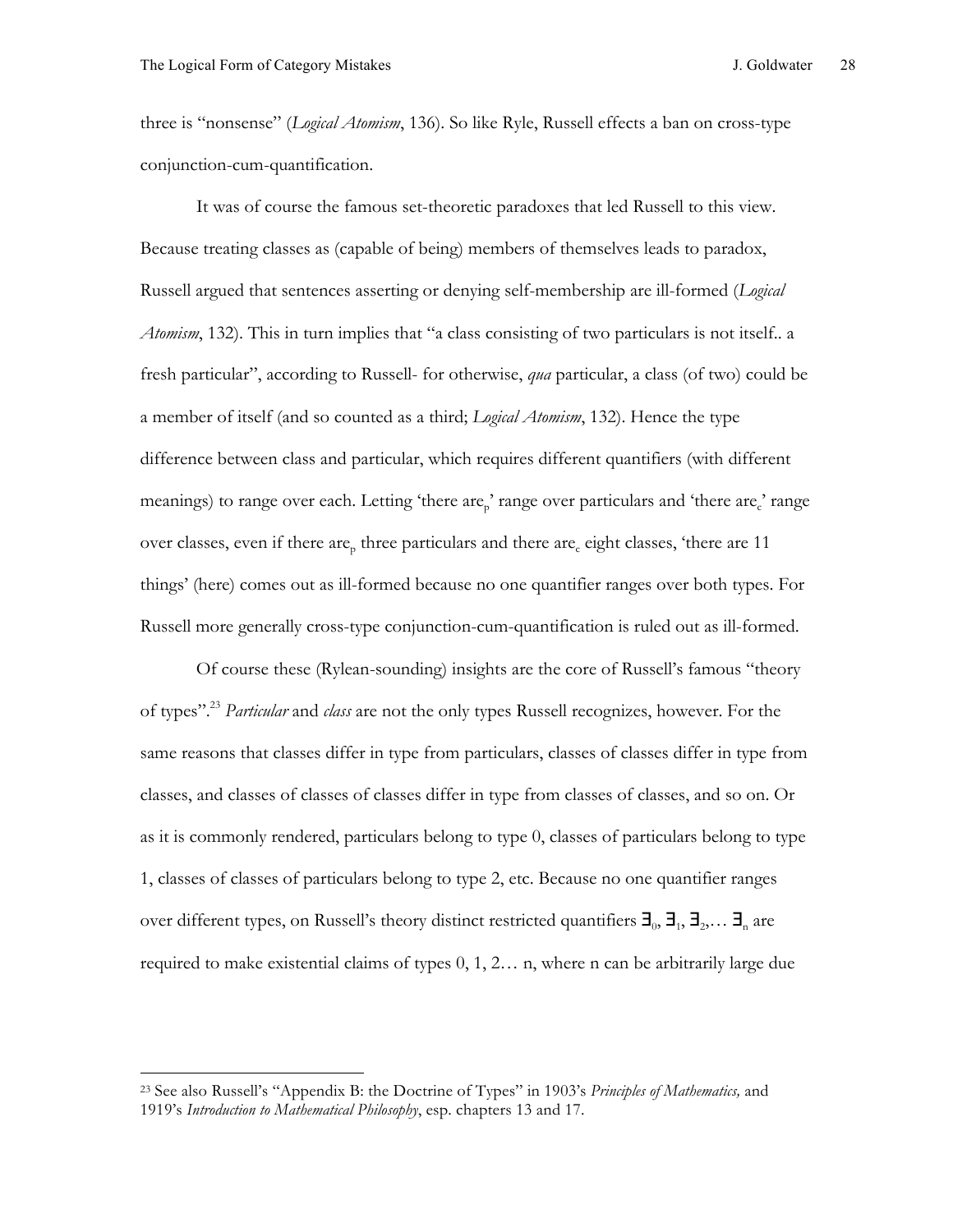three is "nonsense" (*Logical Atomism*, 136). So like Ryle, Russell effects a ban on cross-type conjunction-cum-quantification.

It was of course the famous set-theoretic paradoxes that led Russell to this view. Because treating classes as (capable of being) members of themselves leads to paradox, Russell argued that sentences asserting or denying self-membership are ill-formed (*Logical Atomism*, 132). This in turn implies that "a class consisting of two particulars is not itself.. a fresh particular", according to Russell- for otherwise, *qua* particular, a class (of two) could be a member of itself (and so counted as a third; *Logical Atomism*, 132). Hence the type difference between class and particular, which requires different quantifiers (with different meanings) to range over each. Letting 'there $are_p$' range over particulars and 'there $are_c$' range over classes, even if there $are_p$ three particulars and there $are_c$ eight classes, 'there are 11 things' (here) comes out as ill-formed because no one quantifier ranges over both types. For Russell more generally cross-type conjunction-cum-quantification is ruled out as ill-formed.

Of course these (Rylean-sounding) insights are the core of Russell's famous "theory of types".[23] *Particular* and *class* are not the only types Russell recognizes, however. For the same reasons that classes differ in type from particulars, classes of classes differ in type from classes, and classes of classes of classes differ in type from classes of classes, and so on. Or as it is commonly rendered, particulars belong to type 0, classes of particulars belong to type 1, classes of classes of particulars belong to type 2, etc. Because no one quantifier ranges over different types, on Russell's theory distinct restricted quantifiers $\exists_0$, $\exists_1$, $\exists_2$,… $\exists_n$ are required to make existential claims of types 0, 1, 2… n, where n can be arbitrarily large due

[23] See also Russell's "Appendix B: the Doctrine of Types" in 1903's *Principles of Mathematics,* and 1919's *Introduction to Mathematical Philosophy*, esp. chapters 13 and 17.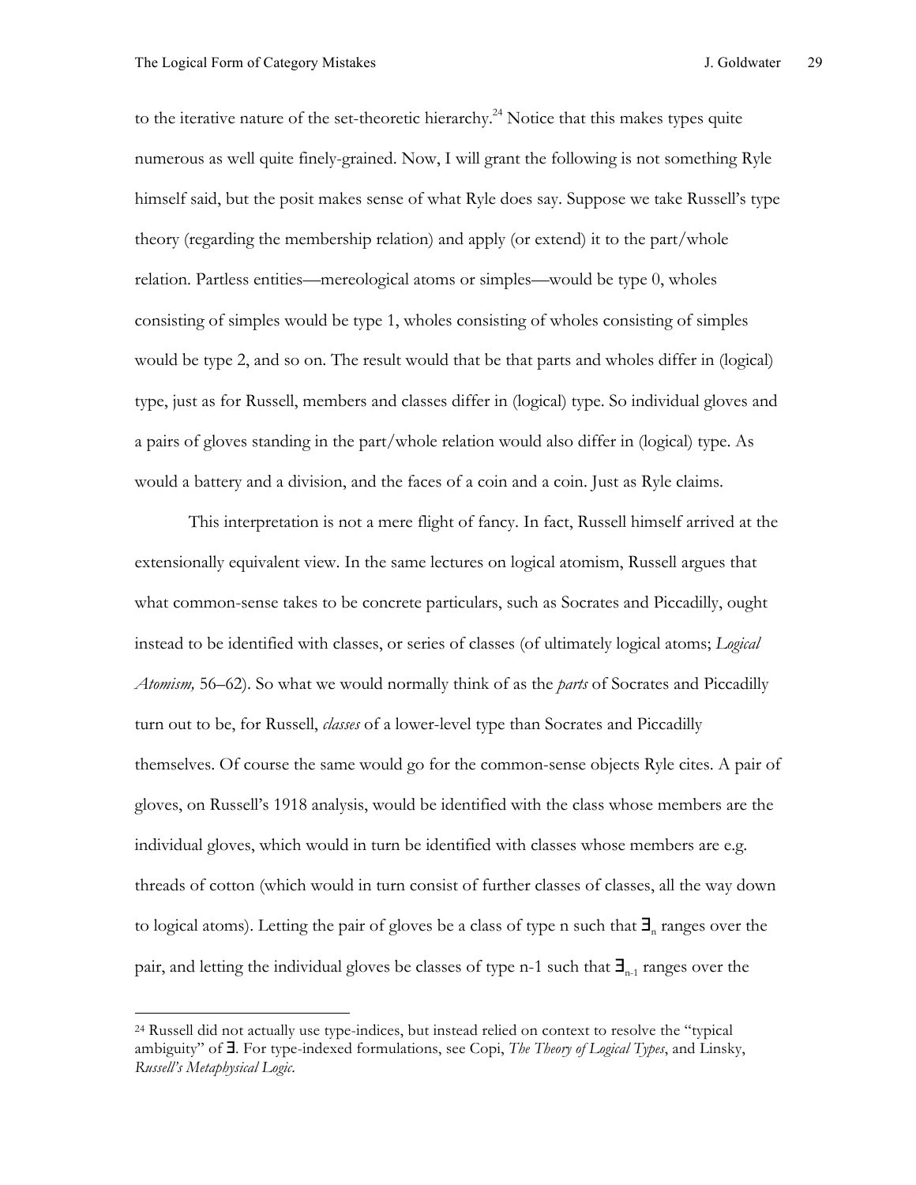to the iterative nature of the set-theoretic hierarchy.[24] Notice that this makes types quite numerous as well quite finely-grained. Now, I will grant the following is not something Ryle himself said, but the posit makes sense of what Ryle does say. Suppose we take Russell's type theory (regarding the membership relation) and apply (or extend) it to the part/whole relation. Partless entities—mereological atoms or simples—would be type 0, wholes consisting of simples would be type 1, wholes consisting of wholes consisting of simples would be type 2, and so on. The result would that be that parts and wholes differ in (logical) type, just as for Russell, members and classes differ in (logical) type. So individual gloves and a pairs of gloves standing in the part/whole relation would also differ in (logical) type. As would a battery and a division, and the faces of a coin and a coin. Just as Ryle claims.

This interpretation is not a mere flight of fancy. In fact, Russell himself arrived at the extensionally equivalent view. In the same lectures on logical atomism, Russell argues that what common-sense takes to be concrete particulars, such as Socrates and Piccadilly, ought instead to be identified with classes, or series of classes (of ultimately logical atoms; *Logical Atomism,* 56–62). So what we would normally think of as the *parts* of Socrates and Piccadilly turn out to be, for Russell, *classes* of a lower-level type than Socrates and Piccadilly themselves. Of course the same would go for the common-sense objects Ryle cites. A pair of gloves, on Russell's 1918 analysis, would be identified with the class whose members are the individual gloves, which would in turn be identified with classes whose members are e.g. threads of cotton (which would in turn consist of further classes of classes, all the way down to logical atoms). Letting the pair of gloves be a class of type n such that $\exists_n$ ranges over the pair, and letting the individual gloves be classes of type n-1 such that $\exists_{n-1}$ ranges over the

---

[24] Russell did not actually use type-indices, but instead relied on context to resolve the "typical ambiguity" of $\exists$. For type-indexed formulations, see Copi, *The Theory of Logical Types*, and Linsky, *Russell's Metaphysical Logic*.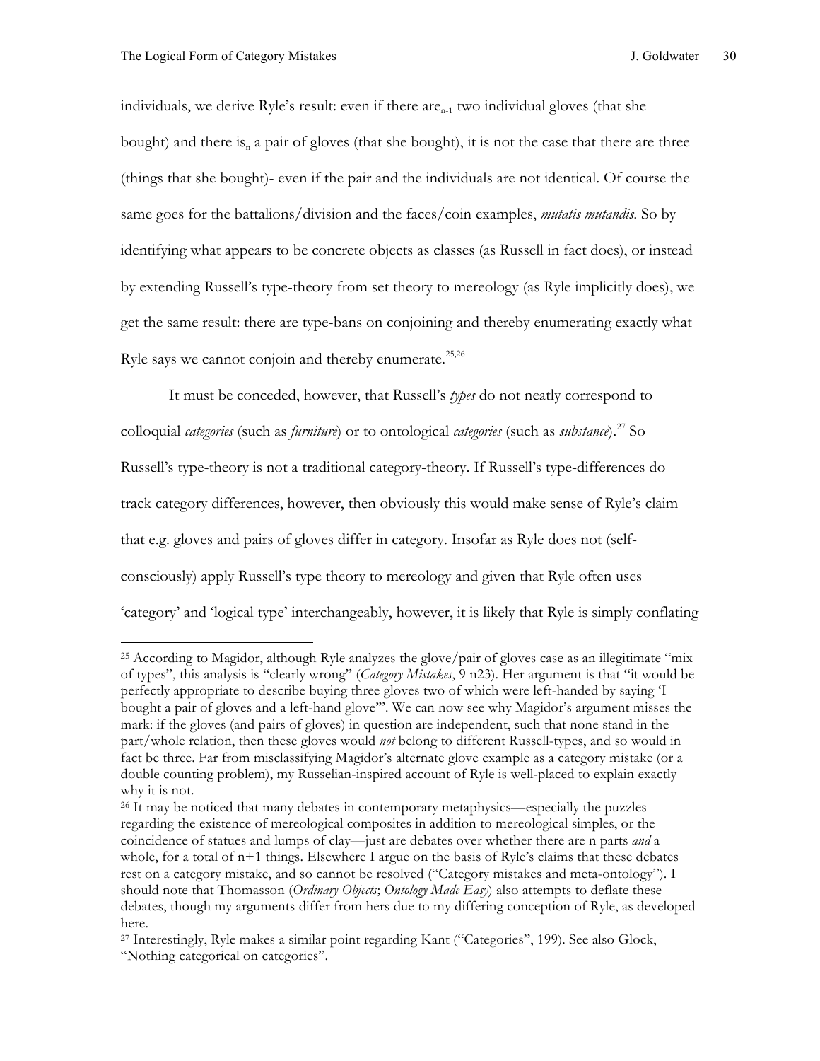individuals, we derive Ryle's result: even if there are$_{n-1}$ two individual gloves (that she bought) and there is$_n$ a pair of gloves (that she bought), it is not the case that there are three (things that she bought)- even if the pair and the individuals are not identical. Of course the same goes for the battalions/division and the faces/coin examples, *mutatis mutandis*. So by identifying what appears to be concrete objects as classes (as Russell in fact does), or instead by extending Russell's type-theory from set theory to mereology (as Ryle implicitly does), we get the same result: there are type-bans on conjoining and thereby enumerating exactly what Ryle says we cannot conjoin and thereby enumerate.[25,26]

It must be conceded, however, that Russell's *types* do not neatly correspond to colloquial *categories* (such as *furniture*) or to ontological *categories* (such as *substance*).[27] So Russell's type-theory is not a traditional category-theory. If Russell's type-differences do track category differences, however, then obviously this would make sense of Ryle's claim that e.g. gloves and pairs of gloves differ in category. Insofar as Ryle does not (self-consciously) apply Russell's type theory to mereology and given that Ryle often uses 'category' and 'logical type' interchangeably, however, it is likely that Ryle is simply conflating

---

[25] According to Magidor, although Ryle analyzes the glove/pair of gloves case as an illegitimate "mix of types", this analysis is "clearly wrong" (*Category Mistakes*, 9 n23). Her argument is that "it would be perfectly appropriate to describe buying three gloves two of which were left-handed by saying 'I bought a pair of gloves and a left-hand glove'". We can now see why Magidor's argument misses the mark: if the gloves (and pairs of gloves) in question are independent, such that none stand in the part/whole relation, then these gloves would *not* belong to different Russell-types, and so would in fact be three. Far from misclassifying Magidor's alternate glove example as a category mistake (or a double counting problem), my Russelian-inspired account of Ryle is well-placed to explain exactly why it is not.

[26] It may be noticed that many debates in contemporary metaphysics—especially the puzzles regarding the existence of mereological composites in addition to mereological simples, or the coincidence of statues and lumps of clay—just are debates over whether there are n parts *and* a whole, for a total of n+1 things. Elsewhere I argue on the basis of Ryle's claims that these debates rest on a category mistake, and so cannot be resolved ("Category mistakes and meta-ontology"). I should note that Thomasson (*Ordinary Objects*; *Ontology Made Easy*) also attempts to deflate these debates, though my arguments differ from hers due to my differing conception of Ryle, as developed here.

[27] Interestingly, Ryle makes a similar point regarding Kant ("Categories", 199). See also Glock, "Nothing categorical on categories".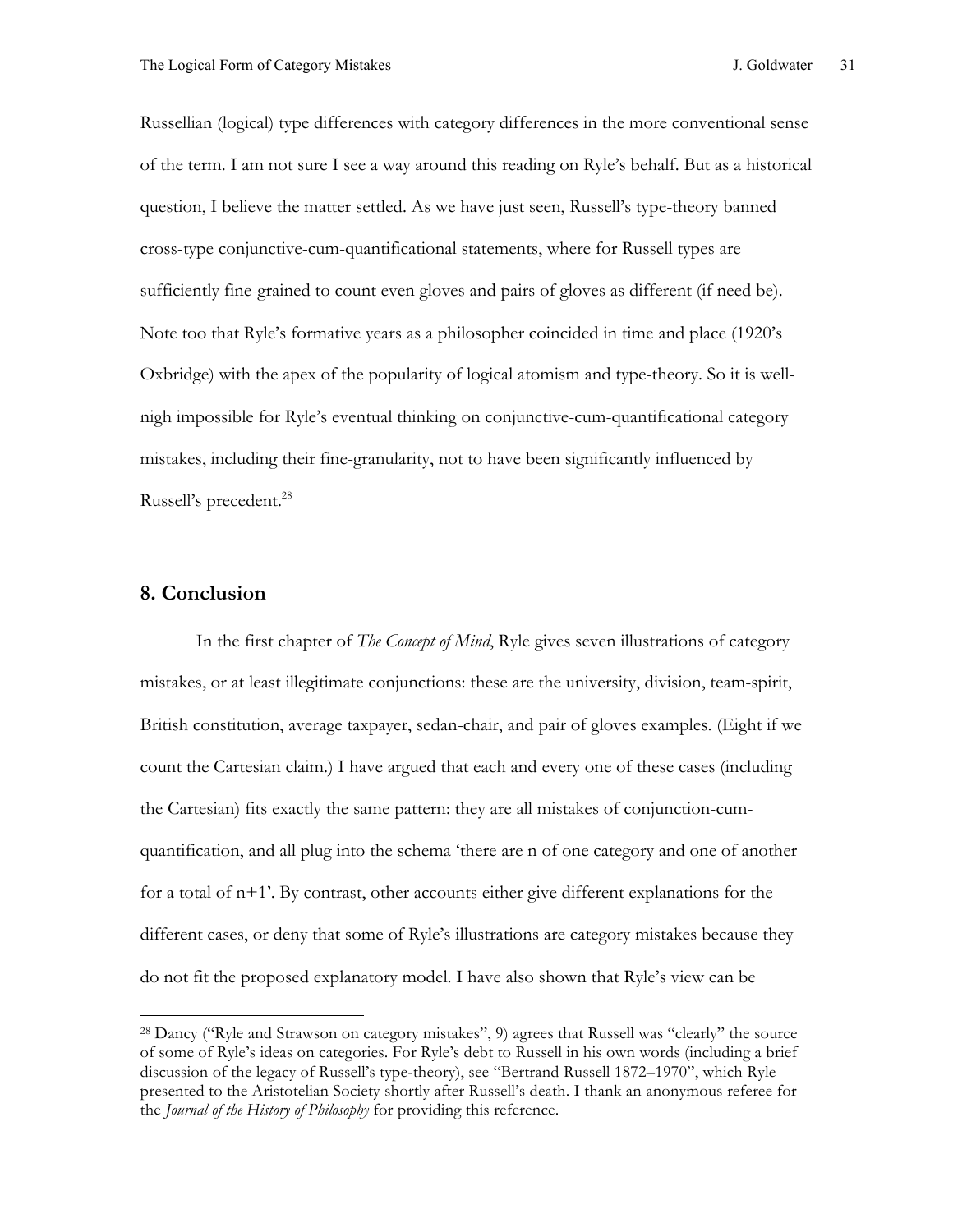Russellian (logical) type differences with category differences in the more conventional sense of the term. I am not sure I see a way around this reading on Ryle's behalf. But as a historical question, I believe the matter settled. As we have just seen, Russell's type-theory banned cross-type conjunctive-cum-quantificational statements, where for Russell types are sufficiently fine-grained to count even gloves and pairs of gloves as different (if need be). Note too that Ryle's formative years as a philosopher coincided in time and place (1920's Oxbridge) with the apex of the popularity of logical atomism and type-theory. So it is well-nigh impossible for Ryle's eventual thinking on conjunctive-cum-quantificational category mistakes, including their fine-granularity, not to have been significantly influenced by Russell's precedent.[28]

## 8. Conclusion

In the first chapter of *The Concept of Mind*, Ryle gives seven illustrations of category mistakes, or at least illegitimate conjunctions: these are the university, division, team-spirit, British constitution, average taxpayer, sedan-chair, and pair of gloves examples. (Eight if we count the Cartesian claim.) I have argued that each and every one of these cases (including the Cartesian) fits exactly the same pattern: they are all mistakes of conjunction-cum-quantification, and all plug into the schema 'there are n of one category and one of another for a total of n+1'. By contrast, other accounts either give different explanations for the different cases, or deny that some of Ryle's illustrations are category mistakes because they do not fit the proposed explanatory model. I have also shown that Ryle's view can be

[28] Dancy ("Ryle and Strawson on category mistakes", 9) agrees that Russell was "clearly" the source of some of Ryle's ideas on categories. For Ryle's debt to Russell in his own words (including a brief discussion of the legacy of Russell's type-theory), see "Bertrand Russell 1872–1970", which Ryle presented to the Aristotelian Society shortly after Russell's death. I thank an anonymous referee for the *Journal of the History of Philosophy* for providing this reference.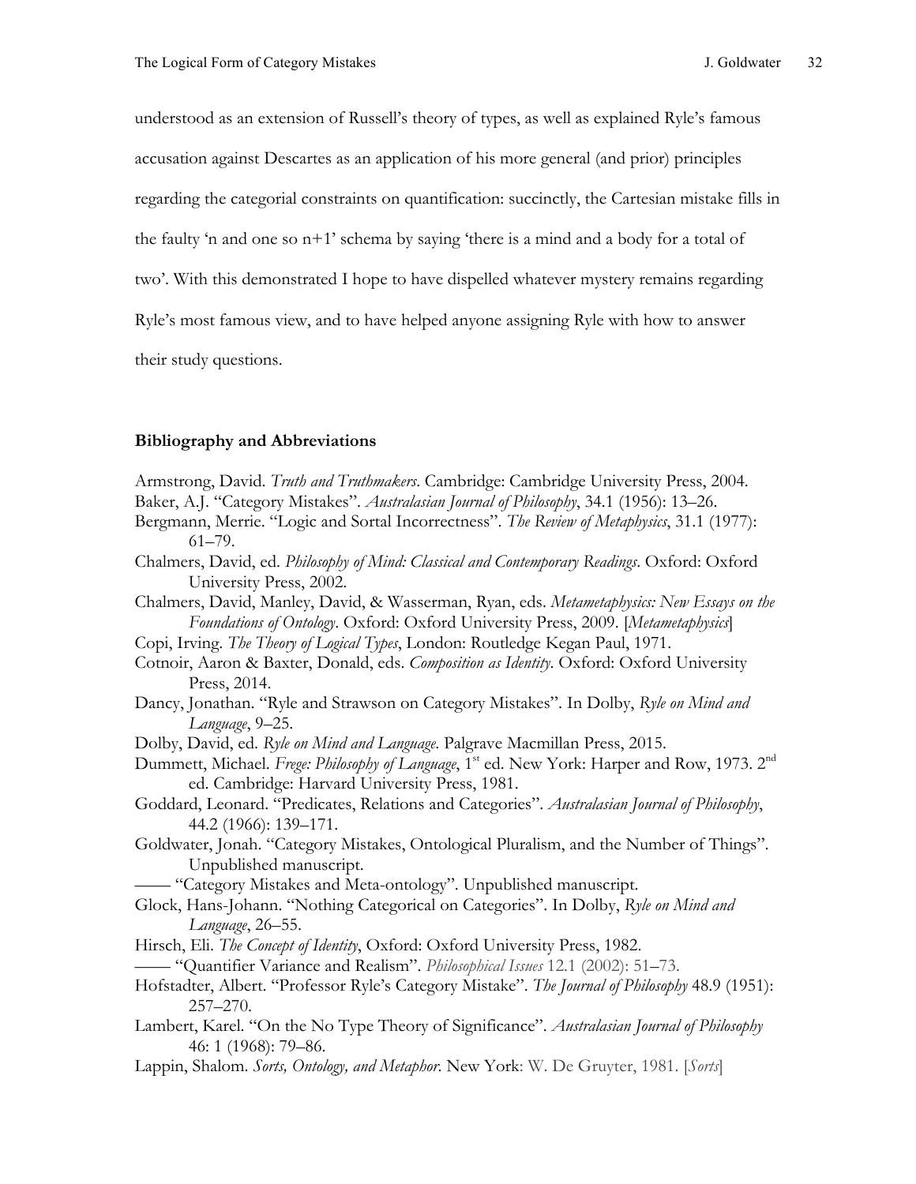understood as an extension of Russell's theory of types, as well as explained Ryle's famous accusation against Descartes as an application of his more general (and prior) principles regarding the categorial constraints on quantification: succinctly, the Cartesian mistake fills in the faulty 'n and one so n+1' schema by saying 'there is a mind and a body for a total of two'. With this demonstrated I hope to have dispelled whatever mystery remains regarding Ryle's most famous view, and to have helped anyone assigning Ryle with how to answer their study questions.

### Bibliography and Abbreviations

Armstrong, David. *Truth and Truthmakers*. Cambridge: Cambridge University Press, 2004.

Baker, A.J. "Category Mistakes". *Australasian Journal of Philosophy*, 34.1 (1956): 13–26.

Bergmann, Merrie. "Logic and Sortal Incorrectness". *The Review of Metaphysics*, 31.1 (1977): 61–79.

Chalmers, David, ed. *Philosophy of Mind: Classical and Contemporary Readings*. Oxford: Oxford University Press, 2002.

Chalmers, David, Manley, David, & Wasserman, Ryan, eds. *Metametaphysics: New Essays on the Foundations of Ontology*. Oxford: Oxford University Press, 2009. [*Metametaphysics*]

Copi, Irving. *The Theory of Logical Types*, London: Routledge Kegan Paul, 1971.

Cotnoir, Aaron & Baxter, Donald, eds. *Composition as Identity.* Oxford: Oxford University Press, 2014.

Dancy, Jonathan. "Ryle and Strawson on Category Mistakes". In Dolby, *Ryle on Mind and Language*, 9–25.

Dolby, David, ed. *Ryle on Mind and Language*. Palgrave Macmillan Press, 2015.

Dummett, Michael. *Frege: Philosophy of Language*, 1st ed. New York: Harper and Row, 1973. 2nd ed. Cambridge: Harvard University Press, 1981.

Goddard, Leonard. "Predicates, Relations and Categories". *Australasian Journal of Philosophy*, 44.2 (1966): 139–171.

Goldwater, Jonah. "Category Mistakes, Ontological Pluralism, and the Number of Things". Unpublished manuscript.

—— "Category Mistakes and Meta-ontology". Unpublished manuscript.

Glock, Hans-Johann. "Nothing Categorical on Categories". In Dolby, *Ryle on Mind and Language*, 26–55.

Hirsch, Eli. *The Concept of Identity*, Oxford: Oxford University Press, 1982.

—— "Quantifier Variance and Realism". *Philosophical Issues* 12.1 (2002): 51–73.

Hofstadter, Albert. "Professor Ryle's Category Mistake". *The Journal of Philosophy* 48.9 (1951): 257–270.

Lambert, Karel. "On the No Type Theory of Significance". *Australasian Journal of Philosophy* 46: 1 (1968): 79–86.

Lappin, Shalom. *Sorts, Ontology, and Metaphor*. New York: W. De Gruyter, 1981. [*Sorts*]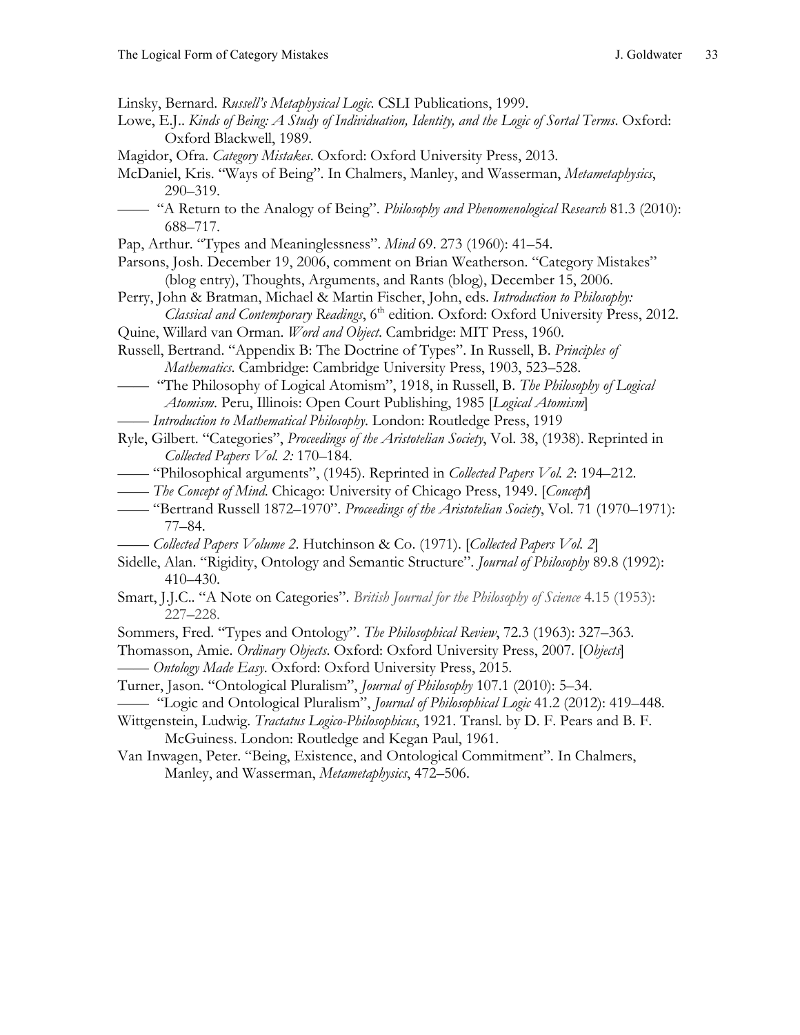Linsky, Bernard. *Russell's Metaphysical Logic*. CSLI Publications, 1999.

Lowe, E.J.. *Kinds of Being: A Study of Individuation, Identity, and the Logic of Sortal Terms*. Oxford: Oxford Blackwell, 1989.

Magidor, Ofra. *Category Mistakes*. Oxford: Oxford University Press, 2013.

McDaniel, Kris. "Ways of Being". In Chalmers, Manley, and Wasserman, *Metametaphysics*, 290–319.

—— "A Return to the Analogy of Being". *Philosophy and Phenomenological Research* 81.3 (2010): 688–717.

Pap, Arthur. "Types and Meaninglessness". *Mind* 69. 273 (1960): 41–54.

Parsons, Josh. December 19, 2006, comment on Brian Weatherson. "Category Mistakes" (blog entry), Thoughts, Arguments, and Rants (blog), December 15, 2006.

Perry, John & Bratman, Michael & Martin Fischer, John, eds. *Introduction to Philosophy: Classical and Contemporary Readings*, 6th edition. Oxford: Oxford University Press, 2012.

Quine, Willard van Orman. *Word and Object*. Cambridge: MIT Press, 1960.

Russell, Bertrand. "Appendix B: The Doctrine of Types". In Russell, B. *Principles of Mathematics*. Cambridge: Cambridge University Press, 1903, 523–528.

—— "The Philosophy of Logical Atomism", 1918, in Russell, B. *The Philosophy of Logical Atomism*. Peru, Illinois: Open Court Publishing, 1985 [*Logical Atomism*]

—— *Introduction to Mathematical Philosophy*. London: Routledge Press, 1919

Ryle, Gilbert. "Categories", *Proceedings of the Aristotelian Society*, Vol. 38, (1938). Reprinted in *Collected Papers Vol. 2:* 170–184.

—— "Philosophical arguments", (1945). Reprinted in *Collected Papers Vol. 2*: 194–212.

—— *The Concept of Mind*. Chicago: University of Chicago Press, 1949. [*Concept*]

—— "Bertrand Russell 1872–1970". *Proceedings of the Aristotelian Society*, Vol. 71 (1970–1971): 77–84.

—— *Collected Papers Volume 2*. Hutchinson & Co. (1971). [*Collected Papers Vol. 2*]

Sidelle, Alan. "Rigidity, Ontology and Semantic Structure". *Journal of Philosophy* 89.8 (1992): 410–430.

Smart, J.J.C.. "A Note on Categories". *British Journal for the Philosophy of Science* 4.15 (1953): 227–228.

Sommers, Fred. "Types and Ontology". *The Philosophical Review*, 72.3 (1963): 327–363.

Thomasson, Amie. *Ordinary Objects*. Oxford: Oxford University Press, 2007. [*Objects*]

—— *Ontology Made Easy*. Oxford: Oxford University Press, 2015.

Turner, Jason. "Ontological Pluralism", *Journal of Philosophy* 107.1 (2010): 5–34.

—— "Logic and Ontological Pluralism", *Journal of Philosophical Logic* 41.2 (2012): 419–448.

Wittgenstein, Ludwig. *Tractatus Logico-Philosophicus*, 1921. Transl. by D. F. Pears and B. F. McGuiness. London: Routledge and Kegan Paul, 1961.

Van Inwagen, Peter. "Being, Existence, and Ontological Commitment". In Chalmers, Manley, and Wasserman, *Metametaphysics*, 472–506.